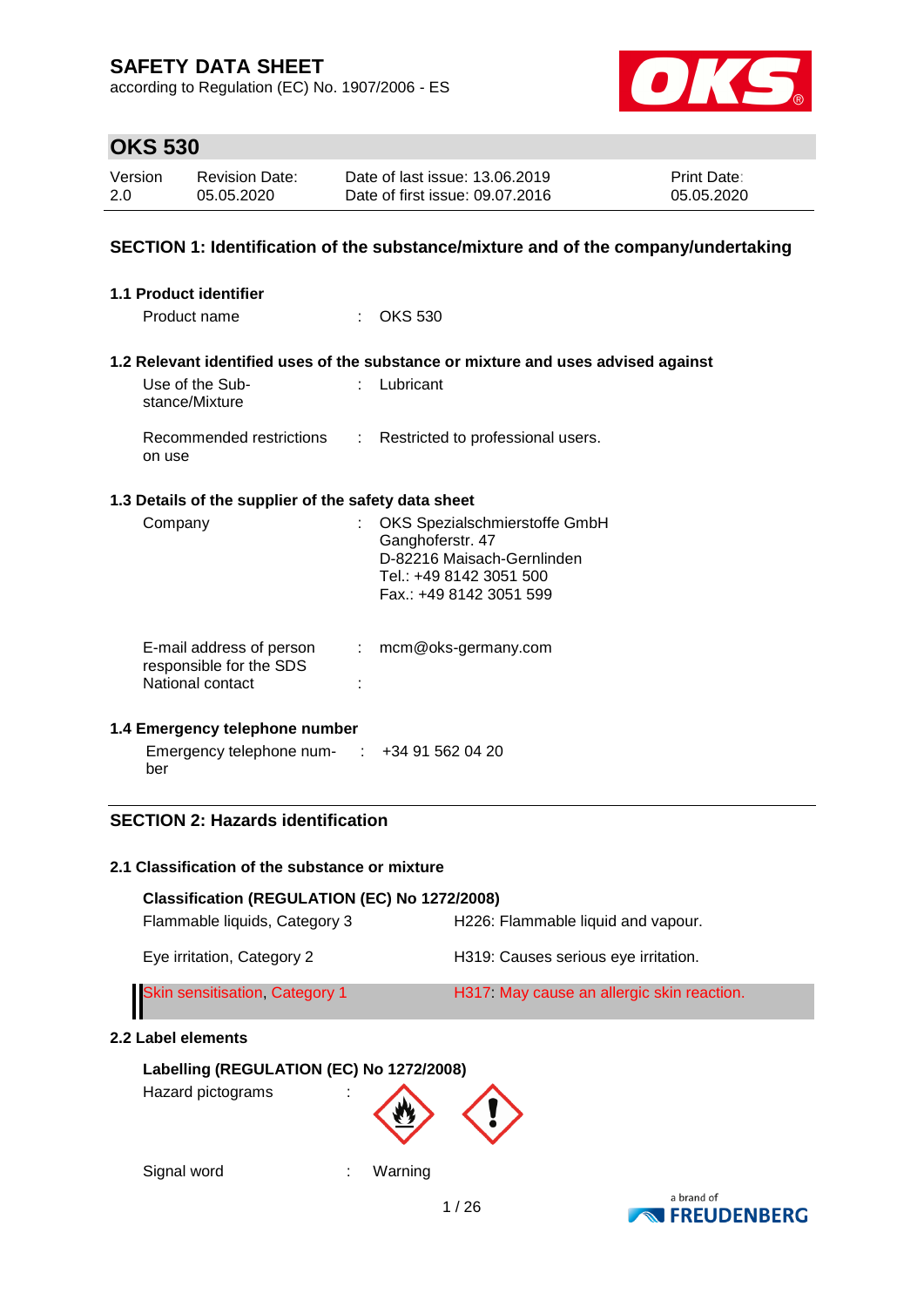# SAFETY DATA SHEET

according to Regulation (EC) No. 1907/2006 - ES

## OKS 530

| Version | Revision Date: | Date of last issue: 13.06.2019 | Print Date: |
|---|---|---|---|
| 2.0 | 05.05.2020 | Date of first issue: 09.07.2016 | 05.05.2020 |

## SECTION 1: Identification of the substance/mixture and of the company/undertaking

### 1.1 Product identifier

Product name : OKS 530

### 1.2 Relevant identified uses of the substance or mixture and uses advised against

Use of the Substance/Mixture : Lubricant

Recommended restrictions on use : Restricted to professional users.

### 1.3 Details of the supplier of the safety data sheet

Company : OKS Spezialschmierstoffe GmbH
Ganghoferstr. 47
D-82216 Maisach-Gernlinden
Tel.: +49 8142 3051 500
Fax.: +49 8142 3051 599

E-mail address of person responsible for the SDS : mcm@oks-germany.com

National contact :

### 1.4 Emergency telephone number

Emergency telephone number : +34 91 562 04 20

## SECTION 2: Hazards identification

### 2.1 Classification of the substance or mixture

**Classification (REGULATION (EC) No 1272/2008)**

| | |
|---|---|
| Flammable liquids, Category 3 | H226: Flammable liquid and vapour. |
| Eye irritation, Category 2 | H319: Causes serious eye irritation. |
| Skin sensitisation, Category 1 | H317: May cause an allergic skin reaction. |

### 2.2 Label elements

**Labelling (REGULATION (EC) No 1272/2008)**

Hazard pictograms :

Signal word : Warning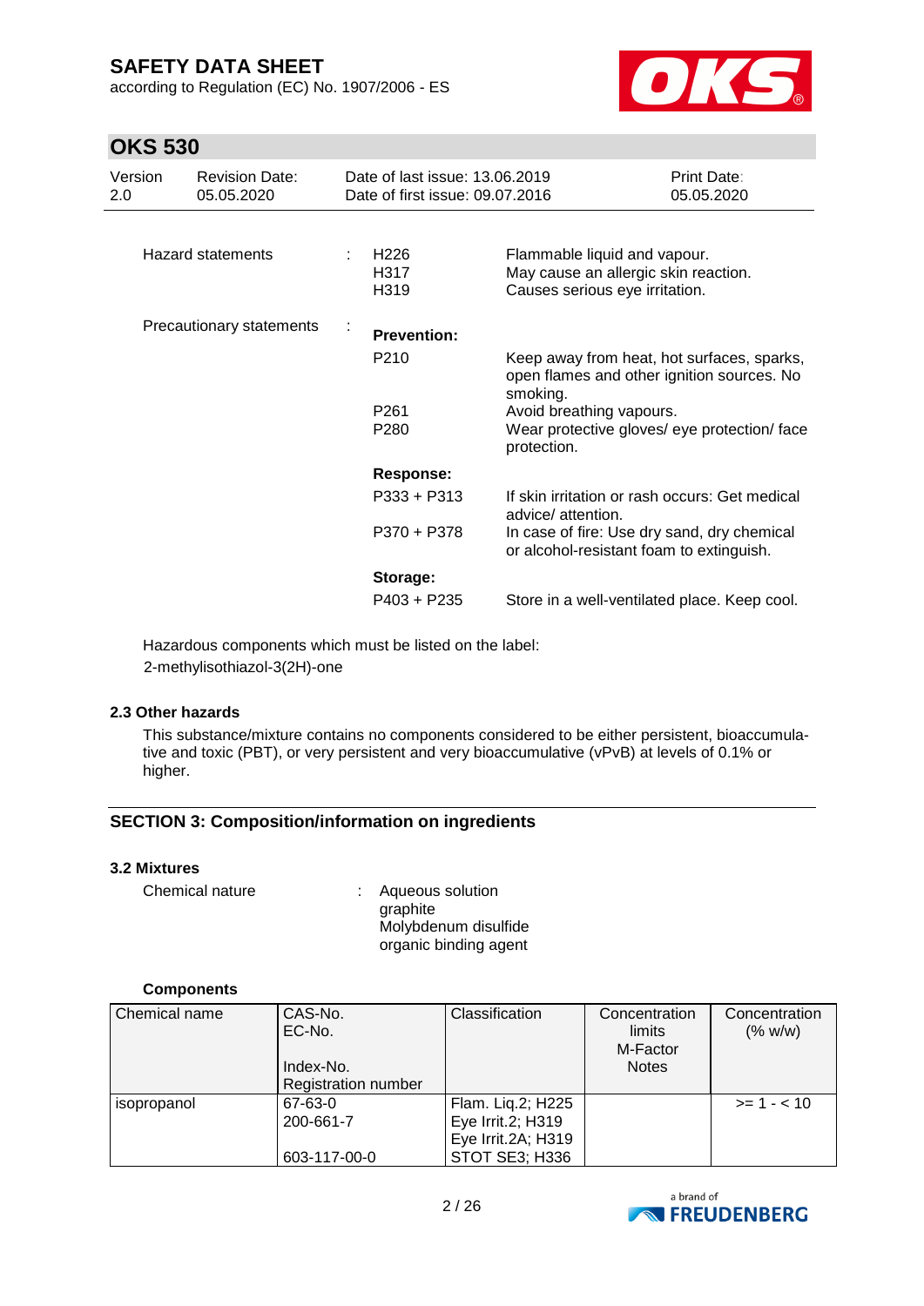| | | | |
|---|---|---|---|
| Hazard statements | : | H226<br>H317<br>H319 | Flammable liquid and vapour.<br>May cause an allergic skin reaction.<br>Causes serious eye irritation. |
| Precautionary statements | : | **Prevention:** | |
| | | P210 | Keep away from heat, hot surfaces, sparks, open flames and other ignition sources. No smoking. |
| | | P261 | Avoid breathing vapours. |
| | | P280 | Wear protective gloves/ eye protection/ face protection. |
| | | **Response:** | |
| | | P333 + P313 | If skin irritation or rash occurs: Get medical advice/ attention. |
| | | P370 + P378 | In case of fire: Use dry sand, dry chemical or alcohol-resistant foam to extinguish. |
| | | **Storage:** | |
| | | P403 + P235 | Store in a well-ventilated place. Keep cool. |

Hazardous components which must be listed on the label:
2-methylisothiazol-3(2H)-one

### 2.3 Other hazards

This substance/mixture contains no components considered to be either persistent, bioaccumulative and toxic (PBT), or very persistent and very bioaccumulative (vPvB) at levels of 0.1% or higher.

## SECTION 3: Composition/information on ingredients

### 3.2 Mixtures

Chemical nature : Aqueous solution
graphite
Molybdenum disulfide
organic binding agent

**Components**

| Chemical name | CAS-No.<br>EC-No.<br><br>Index-No.<br>Registration number | Classification | Concentration limits<br>M-Factor<br>Notes | Concentration (% w/w) |
|---|---|---|---|---|
| isopropanol | 67-63-0<br>200-661-7<br><br>603-117-00-0 | Flam. Liq.2; H225<br>Eye Irrit.2; H319<br>Eye Irrit.2A; H319<br>STOT SE3; H336 | | >= 1 - < 10 |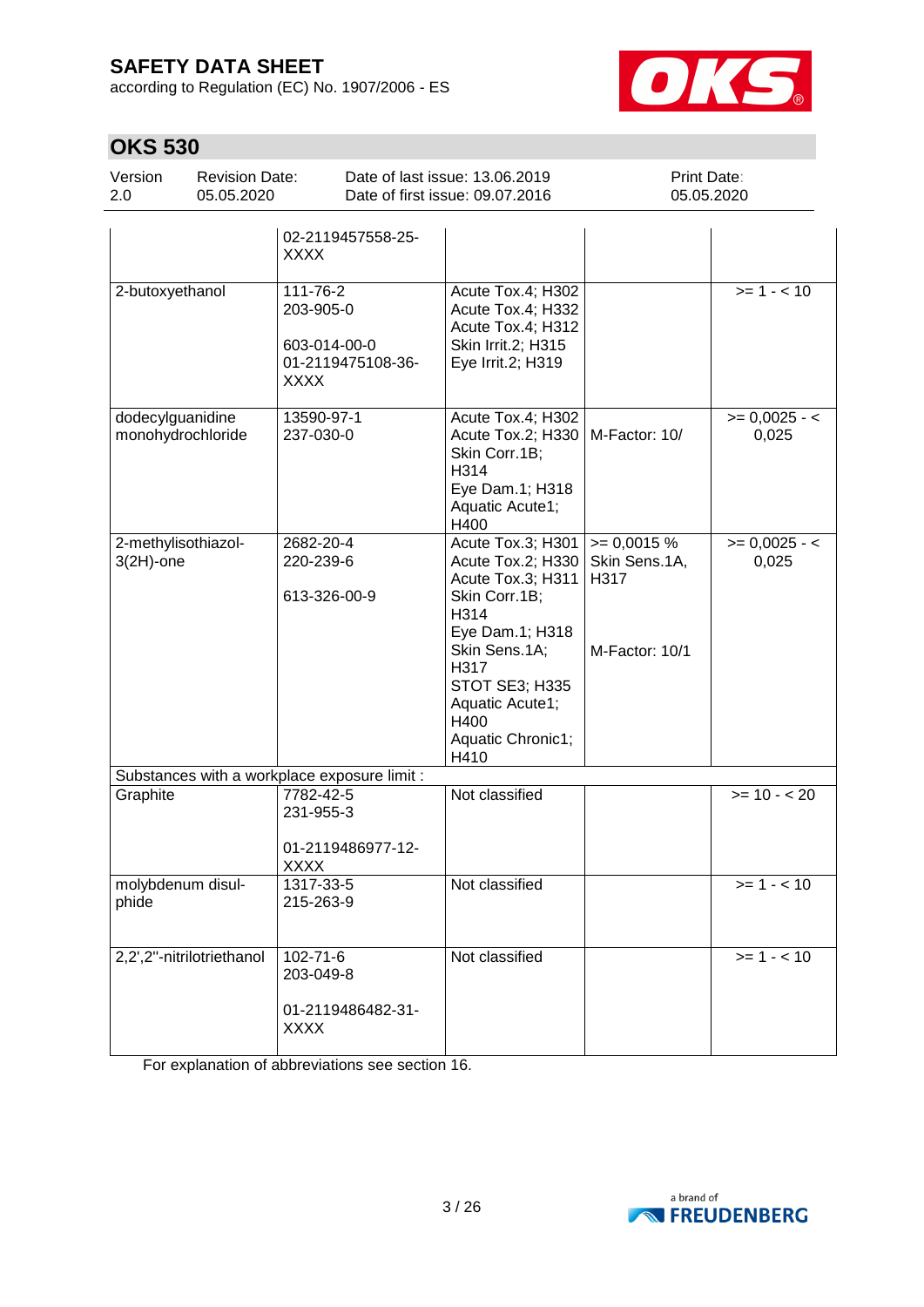| | | | | |
|---|---|---|---|---|
| | 02-2119457558-25-XXXX | | | |
| 2-butoxyethanol | 111-76-2<br>203-905-0<br><br>603-014-00-0<br>01-2119475108-36-XXXX | Acute Tox.4; H302<br>Acute Tox.4; H332<br>Acute Tox.4; H312<br>Skin Irrit.2; H315<br>Eye Irrit.2; H319 | | >= 1 - < 10 |
| dodecylguanidine monohydrochloride | 13590-97-1<br>237-030-0 | Acute Tox.4; H302<br>Acute Tox.2; H330<br>Skin Corr.1B; H314<br>Eye Dam.1; H318<br>Aquatic Acute1; H400 | M-Factor: 10/ | >= 0,0025 - < 0,025 |
| 2-methylisothiazol-3(2H)-one | 2682-20-4<br>220-239-6<br><br>613-326-00-9 | Acute Tox.3; H301<br>Acute Tox.2; H330<br>Acute Tox.3; H311<br>Skin Corr.1B; H314<br>Eye Dam.1; H318<br>Skin Sens.1A; H317<br>STOT SE3; H335<br>Aquatic Acute1; H400<br>Aquatic Chronic1; H410 | >= 0,0015 % Skin Sens.1A, H317<br><br>M-Factor: 10/1 | >= 0,0025 - < 0,025 |
| Substances with a workplace exposure limit : | | | | |
| Graphite | 7782-42-5<br>231-955-3<br><br>01-2119486977-12-XXXX | Not classified | | >= 10 - < 20 |
| molybdenum disulphide | 1317-33-5<br>215-263-9 | Not classified | | >= 1 - < 10 |
| 2,2',2''-nitrilotriethanol | 102-71-6<br>203-049-8<br><br>01-2119486482-31-XXXX | Not classified | | >= 1 - < 10 |

For explanation of abbreviations see section 16.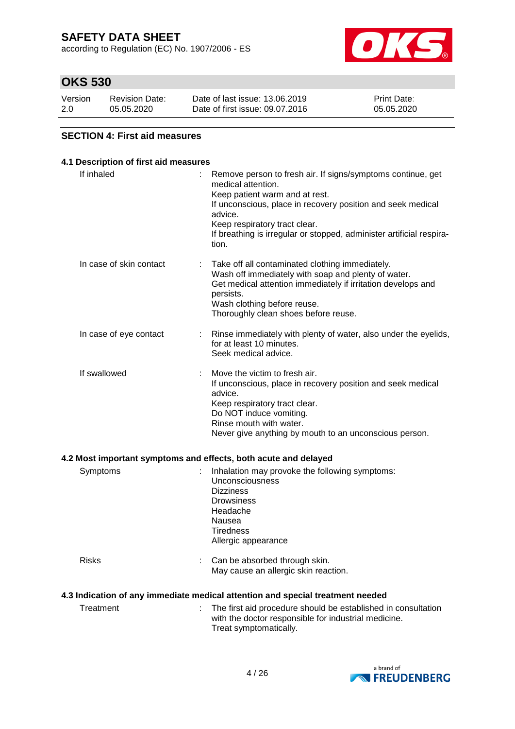## SECTION 4: First aid measures

### 4.1 Description of first aid measures

| | |
|---|---|
| If inhaled | : Remove person to fresh air. If signs/symptoms continue, get medical attention.<br>Keep patient warm and at rest.<br>If unconscious, place in recovery position and seek medical advice.<br>Keep respiratory tract clear.<br>If breathing is irregular or stopped, administer artificial respiration. |
| In case of skin contact | : Take off all contaminated clothing immediately.<br>Wash off immediately with soap and plenty of water.<br>Get medical attention immediately if irritation develops and persists.<br>Wash clothing before reuse.<br>Thoroughly clean shoes before reuse. |
| In case of eye contact | : Rinse immediately with plenty of water, also under the eyelids, for at least 10 minutes.<br>Seek medical advice. |
| If swallowed | : Move the victim to fresh air.<br>If unconscious, place in recovery position and seek medical advice.<br>Keep respiratory tract clear.<br>Do NOT induce vomiting.<br>Rinse mouth with water.<br>Never give anything by mouth to an unconscious person. |

### 4.2 Most important symptoms and effects, both acute and delayed

| | |
|---|---|
| Symptoms | : Inhalation may provoke the following symptoms:<br>Unconsciousness<br>Dizziness<br>Drowsiness<br>Headache<br>Nausea<br>Tiredness<br>Allergic appearance |
| Risks | : Can be absorbed through skin.<br>May cause an allergic skin reaction. |

### 4.3 Indication of any immediate medical attention and special treatment needed

| | |
|---|---|
| Treatment | : The first aid procedure should be established in consultation with the doctor responsible for industrial medicine.<br>Treat symptomatically. |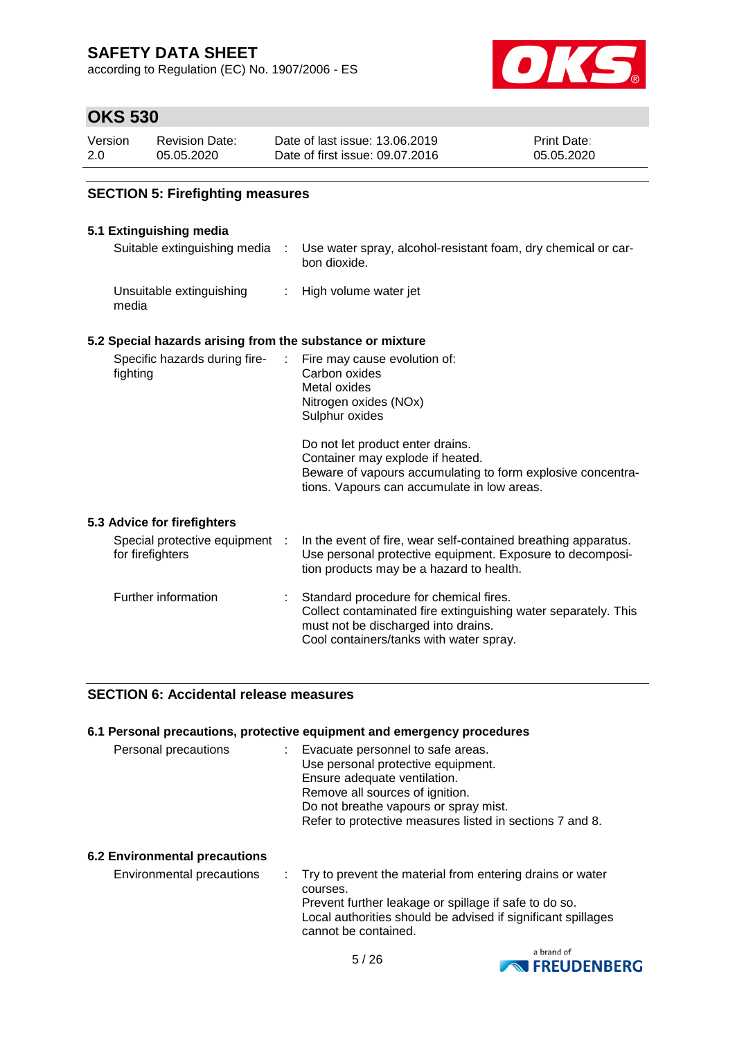## SECTION 5: Firefighting measures

### 5.1 Extinguishing media

| | |
|---|---|
| Suitable extinguishing media | Use water spray, alcohol-resistant foam, dry chemical or carbon dioxide. |
| Unsuitable extinguishing media | High volume water jet |

### 5.2 Special hazards arising from the substance or mixture

| | |
|---|---|
| Specific hazards during firefighting | Fire may cause evolution of:<br>Carbon oxides<br>Metal oxides<br>Nitrogen oxides (NOx)<br>Sulphur oxides<br><br>Do not let product enter drains.<br>Container may explode if heated.<br>Beware of vapours accumulating to form explosive concentrations. Vapours can accumulate in low areas. |

### 5.3 Advice for firefighters

| | |
|---|---|
| Special protective equipment for firefighters | In the event of fire, wear self-contained breathing apparatus. Use personal protective equipment. Exposure to decomposition products may be a hazard to health. |
| Further information | Standard procedure for chemical fires.<br>Collect contaminated fire extinguishing water separately. This must not be discharged into drains.<br>Cool containers/tanks with water spray. |

## SECTION 6: Accidental release measures

### 6.1 Personal precautions, protective equipment and emergency procedures

| | |
|---|---|
| Personal precautions | Evacuate personnel to safe areas.<br>Use personal protective equipment.<br>Ensure adequate ventilation.<br>Remove all sources of ignition.<br>Do not breathe vapours or spray mist.<br>Refer to protective measures listed in sections 7 and 8. |

### 6.2 Environmental precautions

| | |
|---|---|
| Environmental precautions | Try to prevent the material from entering drains or water courses.<br>Prevent further leakage or spillage if safe to do so.<br>Local authorities should be advised if significant spillages cannot be contained. |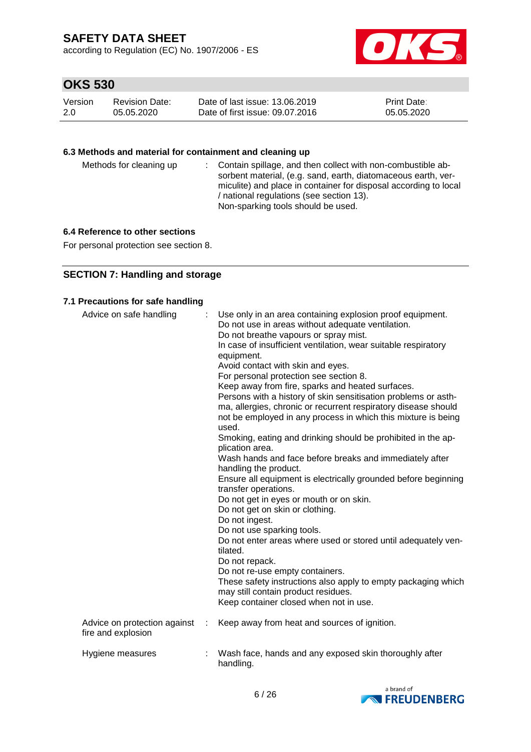### 6.3 Methods and material for containment and cleaning up

| | |
|---|---|
| Methods for cleaning up | : Contain spillage, and then collect with non-combustible absorbent material, (e.g. sand, earth, diatomaceous earth, vermiculite) and place in container for disposal according to local / national regulations (see section 13). Non-sparking tools should be used. |

### 6.4 Reference to other sections

For personal protection see section 8.

## SECTION 7: Handling and storage

### 7.1 Precautions for safe handling

| | |
|---|---|
| Advice on safe handling | : Use only in an area containing explosion proof equipment. Do not use in areas without adequate ventilation. Do not breathe vapours or spray mist. In case of insufficient ventilation, wear suitable respiratory equipment. Avoid contact with skin and eyes. For personal protection see section 8. Keep away from fire, sparks and heated surfaces. Persons with a history of skin sensitisation problems or asthma, allergies, chronic or recurrent respiratory disease should not be employed in any process in which this mixture is being used. Smoking, eating and drinking should be prohibited in the application area. Wash hands and face before breaks and immediately after handling the product. Ensure all equipment is electrically grounded before beginning transfer operations. Do not get in eyes or mouth or on skin. Do not get on skin or clothing. Do not ingest. Do not use sparking tools. Do not enter areas where used or stored until adequately ventilated. Do not repack. Do not re-use empty containers. These safety instructions also apply to empty packaging which may still contain product residues. Keep container closed when not in use. |
| Advice on protection against fire and explosion | : Keep away from heat and sources of ignition. |
| Hygiene measures | : Wash face, hands and any exposed skin thoroughly after handling. |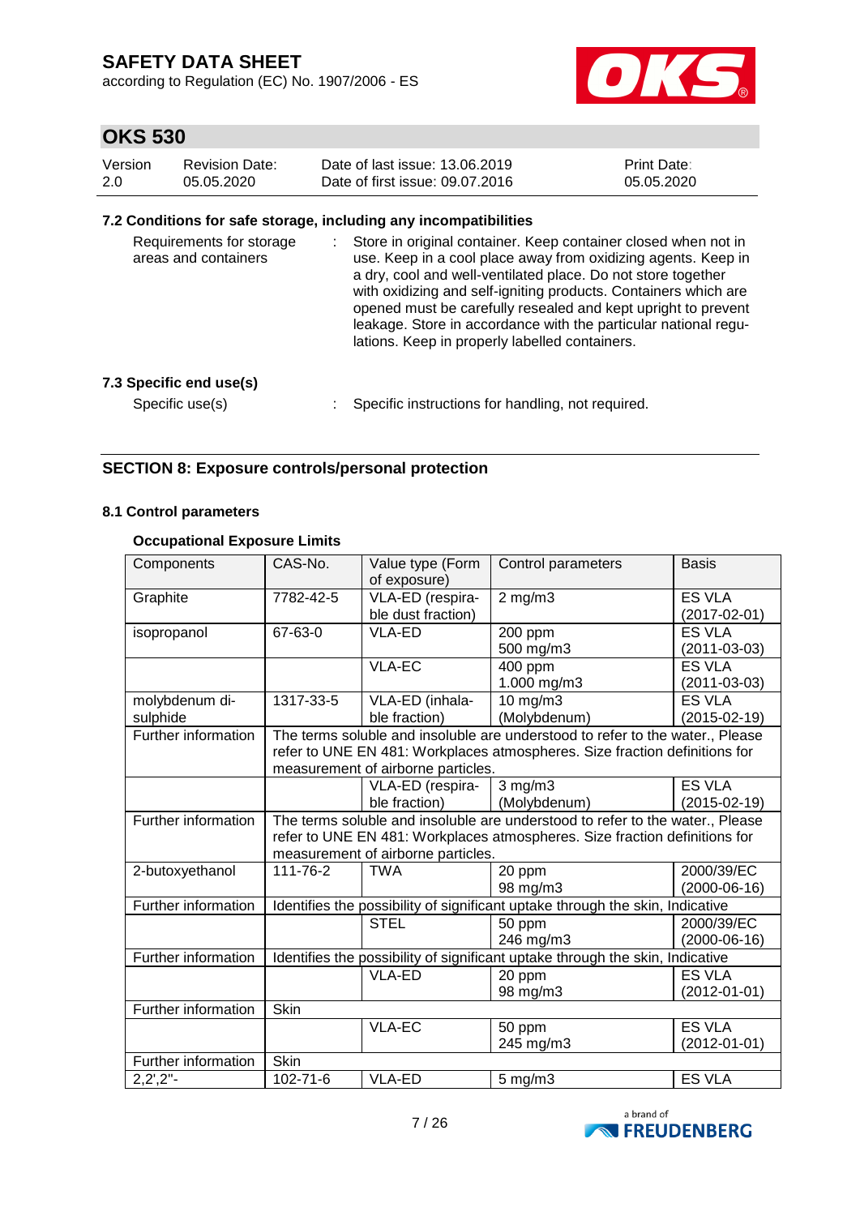### 7.2 Conditions for safe storage, including any incompatibilities

Requirements for storage areas and containers : Store in original container. Keep container closed when not in use. Keep in a cool place away from oxidizing agents. Keep in a dry, cool and well-ventilated place. Do not store together with oxidizing and self-igniting products. Containers which are opened must be carefully resealed and kept upright to prevent leakage. Store in accordance with the particular national regulations. Keep in properly labelled containers.

### 7.3 Specific end use(s)

Specific use(s) : Specific instructions for handling, not required.

## SECTION 8: Exposure controls/personal protection

### 8.1 Control parameters

**Occupational Exposure Limits**

| Components | CAS-No. | Value type (Form of exposure) | Control parameters | Basis |
|---|---|---|---|---|
| Graphite | 7782-42-5 | VLA-ED (respirable dust fraction) | 2 mg/m3 | ES VLA (2017-02-01) |
| isopropanol | 67-63-0 | VLA-ED | 200 ppm 500 mg/m3 | ES VLA (2011-03-03) |
| | | VLA-EC | 400 ppm 1.000 mg/m3 | ES VLA (2011-03-03) |
| molybdenum disulphide | 1317-33-5 | VLA-ED (inhalable fraction) | 10 mg/m3 (Molybdenum) | ES VLA (2015-02-19) |
| Further information | The terms soluble and insoluble are understood to refer to the water., Please refer to UNE EN 481: Workplaces atmospheres. Size fraction definitions for measurement of airborne particles. | | | |
| | | VLA-ED (respirable fraction) | 3 mg/m3 (Molybdenum) | ES VLA (2015-02-19) |
| Further information | The terms soluble and insoluble are understood to refer to the water., Please refer to UNE EN 481: Workplaces atmospheres. Size fraction definitions for measurement of airborne particles. | | | |
| 2-butoxyethanol | 111-76-2 | TWA | 20 ppm 98 mg/m3 | 2000/39/EC (2000-06-16) |
| Further information | Identifies the possibility of significant uptake through the skin, Indicative | | | |
| | | STEL | 50 ppm 246 mg/m3 | 2000/39/EC (2000-06-16) |
| Further information | Identifies the possibility of significant uptake through the skin, Indicative | | | |
| | | VLA-ED | 20 ppm 98 mg/m3 | ES VLA (2012-01-01) |
| Further information | Skin | | | |
| | | VLA-EC | 50 ppm 245 mg/m3 | ES VLA (2012-01-01) |
| Further information | Skin | | | |
| 2,2',2''- | 102-71-6 | VLA-ED | 5 mg/m3 | ES VLA |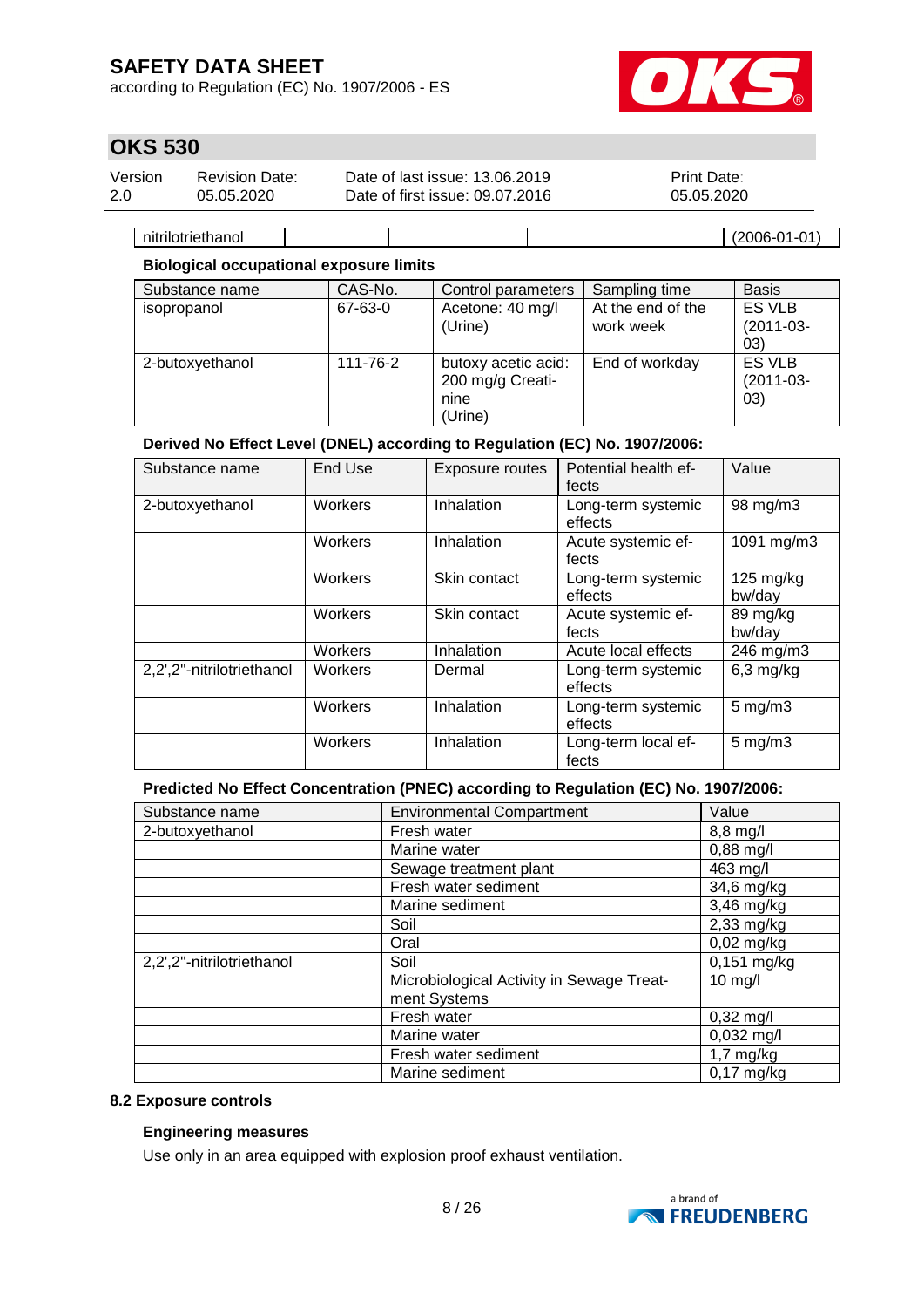| nitrilotriethanol | | | | (2006-01-01) |
|---|---|---|---|---|

**Biological occupational exposure limits**

| Substance name | CAS-No. | Control parameters | Sampling time | Basis |
|---|---|---|---|---|
| isopropanol | 67-63-0 | Acetone: 40 mg/l (Urine) | At the end of the work week | ES VLB (2011-03-03) |
| 2-butoxyethanol | 111-76-2 | butoxy acetic acid: 200 mg/g Creatinine (Urine) | End of workday | ES VLB (2011-03-03) |

**Derived No Effect Level (DNEL) according to Regulation (EC) No. 1907/2006:**

| Substance name | End Use | Exposure routes | Potential health effects | Value |
|---|---|---|---|---|
| 2-butoxyethanol | Workers | Inhalation | Long-term systemic effects | 98 mg/m3 |
| | Workers | Inhalation | Acute systemic effects | 1091 mg/m3 |
| | Workers | Skin contact | Long-term systemic effects | 125 mg/kg bw/day |
| | Workers | Skin contact | Acute systemic effects | 89 mg/kg bw/day |
| | Workers | Inhalation | Acute local effects | 246 mg/m3 |
| 2,2',2''-nitrilotriethanol | Workers | Dermal | Long-term systemic effects | 6,3 mg/kg |
| | Workers | Inhalation | Long-term systemic effects | 5 mg/m3 |
| | Workers | Inhalation | Long-term local effects | 5 mg/m3 |

**Predicted No Effect Concentration (PNEC) according to Regulation (EC) No. 1907/2006:**

| Substance name | Environmental Compartment | Value |
|---|---|---|
| 2-butoxyethanol | Fresh water | 8,8 mg/l |
| | Marine water | 0,88 mg/l |
| | Sewage treatment plant | 463 mg/l |
| | Fresh water sediment | 34,6 mg/kg |
| | Marine sediment | 3,46 mg/kg |
| | Soil | 2,33 mg/kg |
| | Oral | 0,02 mg/kg |
| 2,2',2''-nitrilotriethanol | Soil | 0,151 mg/kg |
| | Microbiological Activity in Sewage Treatment Systems | 10 mg/l |
| | Fresh water | 0,32 mg/l |
| | Marine water | 0,032 mg/l |
| | Fresh water sediment | 1,7 mg/kg |
| | Marine sediment | 0,17 mg/kg |

### 8.2 Exposure controls

**Engineering measures**

Use only in an area equipped with explosion proof exhaust ventilation.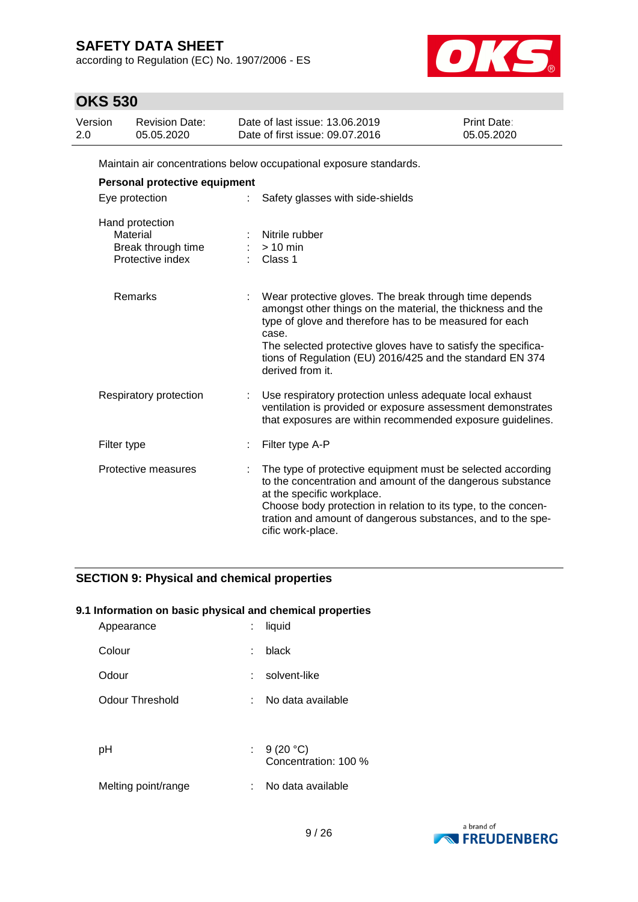Maintain air concentrations below occupational exposure standards.

**Personal protective equipment**

| | | |
|---|---|---|
| Eye protection | : | Safety glasses with side-shields |
| Hand protection | | |
| Material | : | Nitrile rubber |
| Break through time | : | > 10 min |
| Protective index | : | Class 1 |
| Remarks | : | Wear protective gloves. The break through time depends amongst other things on the material, the thickness and the type of glove and therefore has to be measured for each case.<br>The selected protective gloves have to satisfy the specifications of Regulation (EU) 2016/425 and the standard EN 374 derived from it. |
| Respiratory protection | : | Use respiratory protection unless adequate local exhaust ventilation is provided or exposure assessment demonstrates that exposures are within recommended exposure guidelines. |
| Filter type | : | Filter type A-P |
| Protective measures | : | The type of protective equipment must be selected according to the concentration and amount of the dangerous substance at the specific workplace.<br>Choose body protection in relation to its type, to the concentration and amount of dangerous substances, and to the specific work-place. |

## SECTION 9: Physical and chemical properties

### 9.1 Information on basic physical and chemical properties

| | | |
|---|---|---|
| Appearance | : | liquid |
| Colour | : | black |
| Odour | : | solvent-like |
| Odour Threshold | : | No data available |
| pH | : | 9 (20 °C)<br>Concentration: 100 % |
| Melting point/range | : | No data available |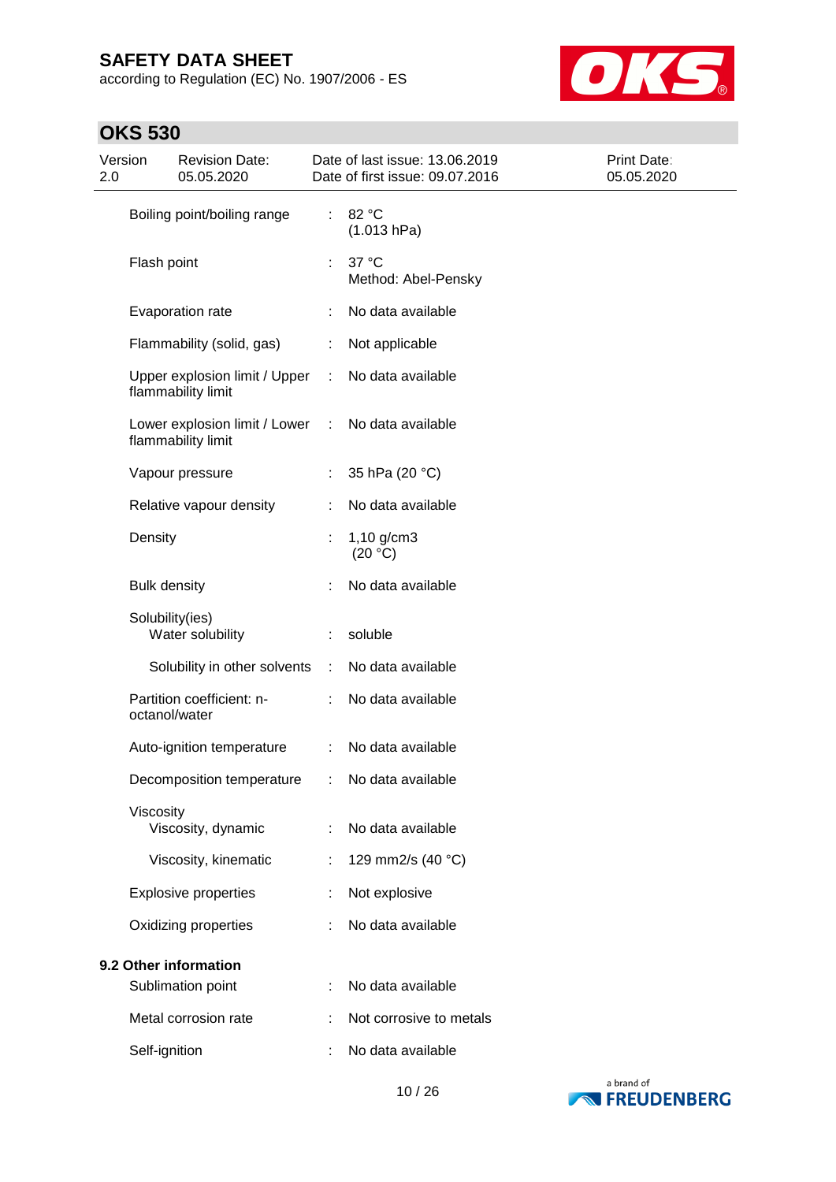| Property | | Value |
|---|---|---|
| Boiling point/boiling range | : | 82 °C<br>(1.013 hPa) |
| Flash point | : | 37 °C<br>Method: Abel-Pensky |
| Evaporation rate | : | No data available |
| Flammability (solid, gas) | : | Not applicable |
| Upper explosion limit / Upper flammability limit | : | No data available |
| Lower explosion limit / Lower flammability limit | : | No data available |
| Vapour pressure | : | 35 hPa (20 °C) |
| Relative vapour density | : | No data available |
| Density | : | 1,10 g/cm3<br>(20 °C) |
| Bulk density | : | No data available |
| Solubility(ies) | | |
| Water solubility | : | soluble |
| Solubility in other solvents | : | No data available |
| Partition coefficient: n-octanol/water | : | No data available |
| Auto-ignition temperature | : | No data available |
| Decomposition temperature | : | No data available |
| Viscosity | | |
| Viscosity, dynamic | : | No data available |
| Viscosity, kinematic | : | 129 mm2/s (40 °C) |
| Explosive properties | : | Not explosive |
| Oxidizing properties | : | No data available |

**9.2 Other information**

| Property | | Value |
|---|---|---|
| Sublimation point | : | No data available |
| Metal corrosion rate | : | Not corrosive to metals |
| Self-ignition | : | No data available |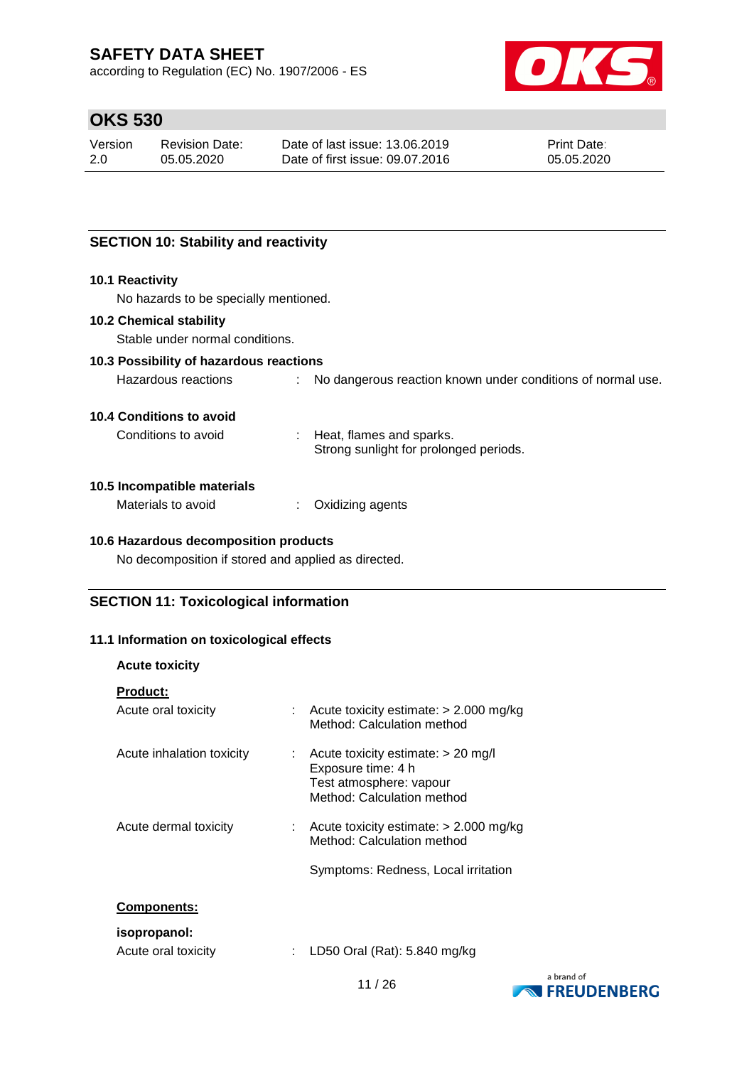## SECTION 10: Stability and reactivity

### 10.1 Reactivity

No hazards to be specially mentioned.

### 10.2 Chemical stability

Stable under normal conditions.

### 10.3 Possibility of hazardous reactions

Hazardous reactions : No dangerous reaction known under conditions of normal use.

### 10.4 Conditions to avoid

Conditions to avoid : Heat, flames and sparks.
Strong sunlight for prolonged periods.

### 10.5 Incompatible materials

Materials to avoid : Oxidizing agents

### 10.6 Hazardous decomposition products

No decomposition if stored and applied as directed.

## SECTION 11: Toxicological information

### 11.1 Information on toxicological effects

**Acute toxicity**

**Product:**

Acute oral toxicity : Acute toxicity estimate: > 2.000 mg/kg
Method: Calculation method

Acute inhalation toxicity : Acute toxicity estimate: > 20 mg/l
Exposure time: 4 h
Test atmosphere: vapour
Method: Calculation method

Acute dermal toxicity : Acute toxicity estimate: > 2.000 mg/kg
Method: Calculation method

Symptoms: Redness, Local irritation

**Components:**

**isopropanol:**

Acute oral toxicity : LD50 Oral (Rat): 5.840 mg/kg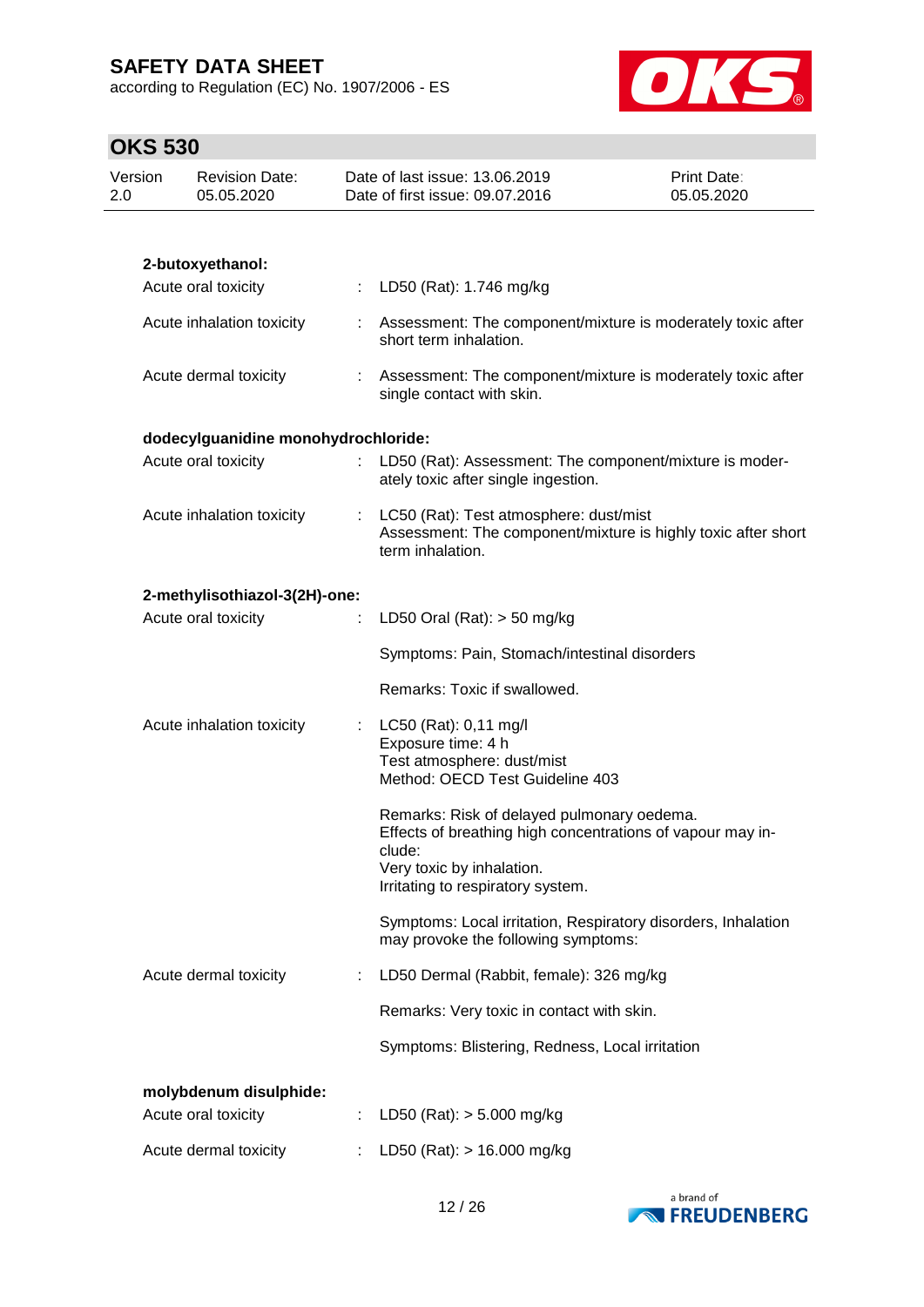**2-butoxyethanol:**

| | | |
|---|---|---|
| Acute oral toxicity | : | LD50 (Rat): 1.746 mg/kg |
| Acute inhalation toxicity | : | Assessment: The component/mixture is moderately toxic after short term inhalation. |
| Acute dermal toxicity | : | Assessment: The component/mixture is moderately toxic after single contact with skin. |

**dodecylguanidine monohydrochloride:**

| | | |
|---|---|---|
| Acute oral toxicity | : | LD50 (Rat): Assessment: The component/mixture is moderately toxic after single ingestion. |
| Acute inhalation toxicity | : | LC50 (Rat): Test atmosphere: dust/mist<br>Assessment: The component/mixture is highly toxic after short term inhalation. |

**2-methylisothiazol-3(2H)-one:**

| | | |
|---|---|---|
| Acute oral toxicity | : | LD50 Oral (Rat): > 50 mg/kg |
| | | Symptoms: Pain, Stomach/intestinal disorders |
| | | Remarks: Toxic if swallowed. |
| Acute inhalation toxicity | : | LC50 (Rat): 0,11 mg/l<br>Exposure time: 4 h<br>Test atmosphere: dust/mist<br>Method: OECD Test Guideline 403 |
| | | Remarks: Risk of delayed pulmonary oedema.<br>Effects of breathing high concentrations of vapour may include:<br>Very toxic by inhalation.<br>Irritating to respiratory system. |
| | | Symptoms: Local irritation, Respiratory disorders, Inhalation may provoke the following symptoms: |
| Acute dermal toxicity | : | LD50 Dermal (Rabbit, female): 326 mg/kg |
| | | Remarks: Very toxic in contact with skin. |
| | | Symptoms: Blistering, Redness, Local irritation |

**molybdenum disulphide:**

| | | |
|---|---|---|
| Acute oral toxicity | : | LD50 (Rat): > 5.000 mg/kg |
| Acute dermal toxicity | : | LD50 (Rat): > 16.000 mg/kg |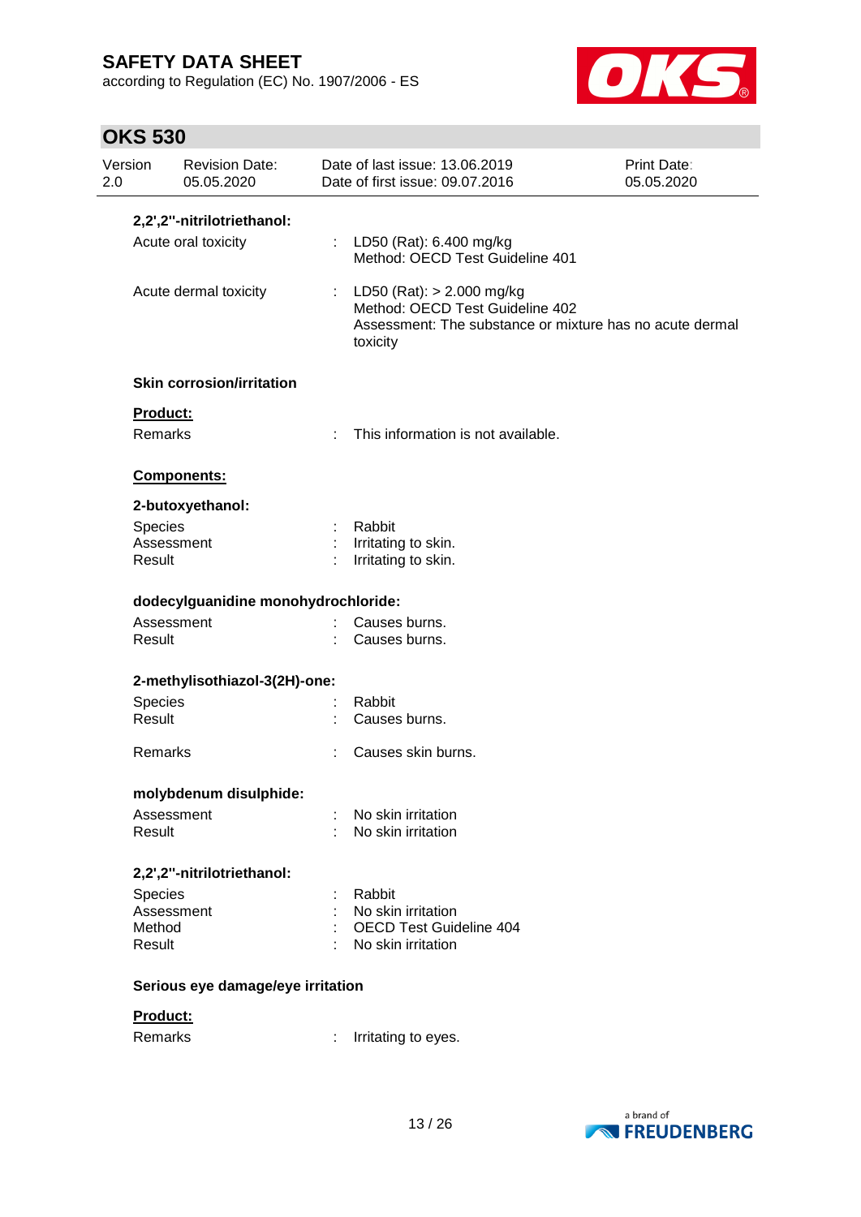**2,2',2''-nitrilotriethanol:**

Acute oral toxicity : LD50 (Rat): 6.400 mg/kg
Method: OECD Test Guideline 401

Acute dermal toxicity : LD50 (Rat): > 2.000 mg/kg
Method: OECD Test Guideline 402
Assessment: The substance or mixture has no acute dermal toxicity

### Skin corrosion/irritation

**Product:**

Remarks : This information is not available.

**Components:**

**2-butoxyethanol:**

Species : Rabbit
Assessment : Irritating to skin.
Result : Irritating to skin.

**dodecylguanidine monohydrochloride:**

Assessment : Causes burns.
Result : Causes burns.

**2-methylisothiazol-3(2H)-one:**

Species : Rabbit
Result : Causes burns.

Remarks : Causes skin burns.

**molybdenum disulphide:**

Assessment : No skin irritation
Result : No skin irritation

**2,2',2''-nitrilotriethanol:**

Species : Rabbit
Assessment : No skin irritation
Method : OECD Test Guideline 404
Result : No skin irritation

### Serious eye damage/eye irritation

**Product:**

Remarks : Irritating to eyes.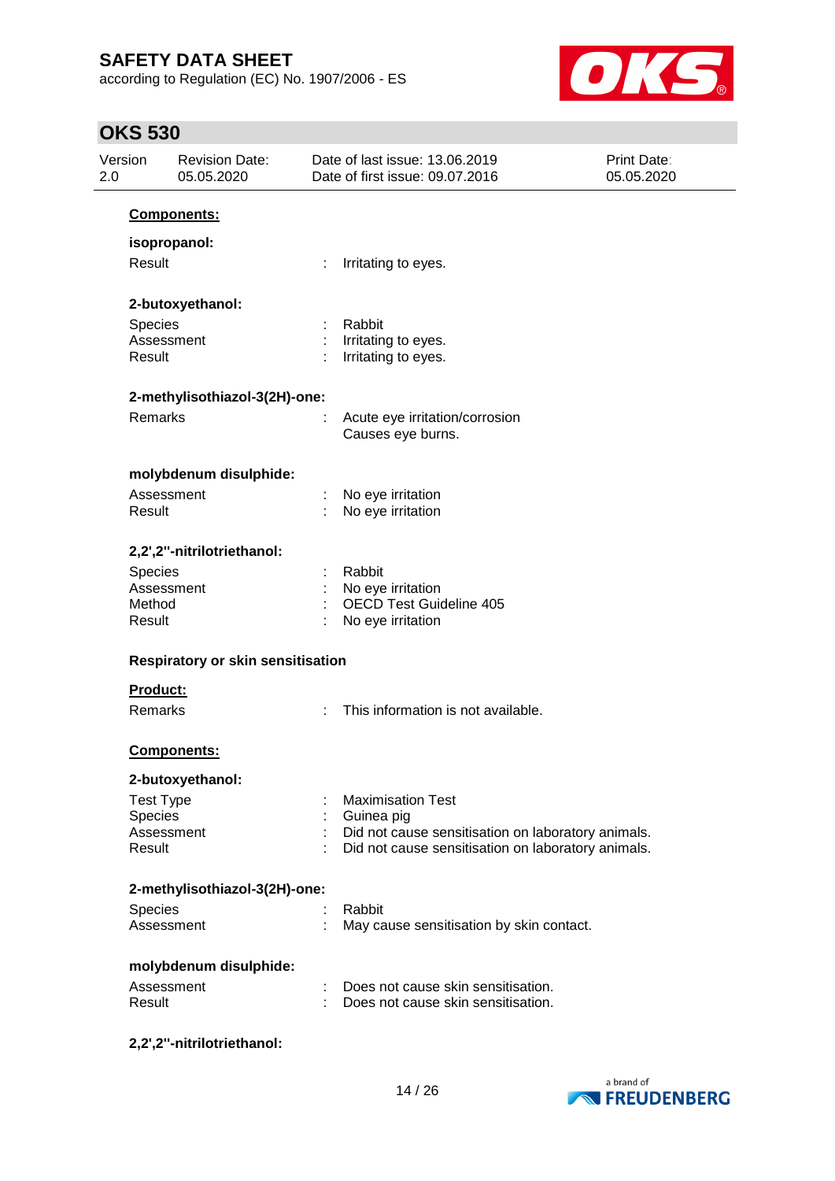**Components:**

**isopropanol:**

| | | |
|---|---|---|
| Result | : | Irritating to eyes. |

**2-butoxyethanol:**

| | | |
|---|---|---|
| Species | : | Rabbit |
| Assessment | : | Irritating to eyes. |
| Result | : | Irritating to eyes. |

**2-methylisothiazol-3(2H)-one:**

| | | |
|---|---|---|
| Remarks | : | Acute eye irritation/corrosion<br>Causes eye burns. |

**molybdenum disulphide:**

| | | |
|---|---|---|
| Assessment | : | No eye irritation |
| Result | : | No eye irritation |

**2,2',2''-nitrilotriethanol:**

| | | |
|---|---|---|
| Species | : | Rabbit |
| Assessment | : | No eye irritation |
| Method | : | OECD Test Guideline 405 |
| Result | : | No eye irritation |

**Respiratory or skin sensitisation**

**Product:**

| | | |
|---|---|---|
| Remarks | : | This information is not available. |

**Components:**

**2-butoxyethanol:**

| | | |
|---|---|---|
| Test Type | : | Maximisation Test |
| Species | : | Guinea pig |
| Assessment | : | Did not cause sensitisation on laboratory animals. |
| Result | : | Did not cause sensitisation on laboratory animals. |

**2-methylisothiazol-3(2H)-one:**

| | | |
|---|---|---|
| Species | : | Rabbit |
| Assessment | : | May cause sensitisation by skin contact. |

**molybdenum disulphide:**

| | | |
|---|---|---|
| Assessment | : | Does not cause skin sensitisation. |
| Result | : | Does not cause skin sensitisation. |

**2,2',2''-nitrilotriethanol:**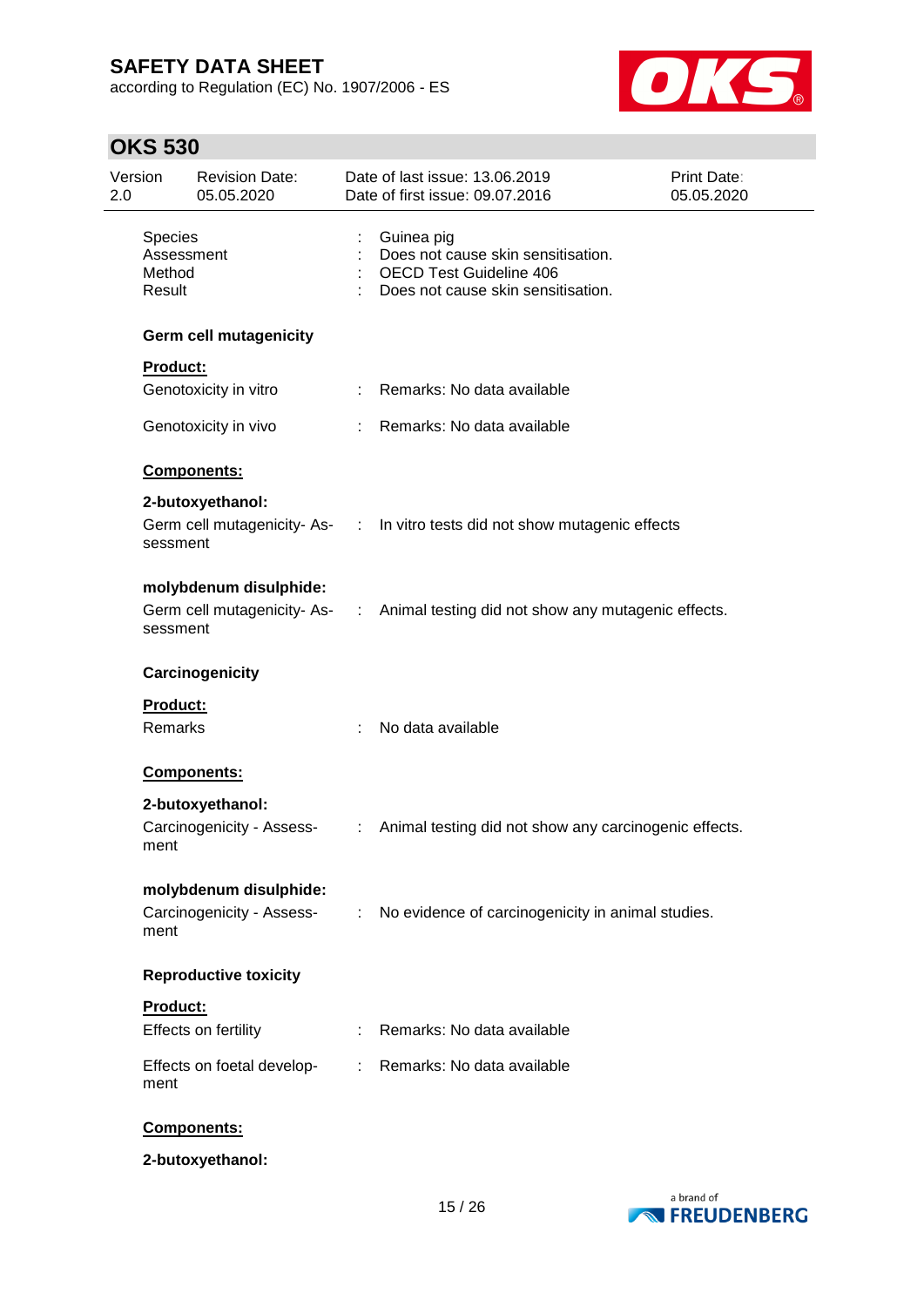Species : Guinea pig
Assessment : Does not cause skin sensitisation.
Method : OECD Test Guideline 406
Result : Does not cause skin sensitisation.

**Germ cell mutagenicity**

**Product:**

Genotoxicity in vitro : Remarks: No data available

Genotoxicity in vivo : Remarks: No data available

**Components:**

**2-butoxyethanol:**

Germ cell mutagenicity- Assessment : In vitro tests did not show mutagenic effects

**molybdenum disulphide:**

Germ cell mutagenicity- Assessment : Animal testing did not show any mutagenic effects.

**Carcinogenicity**

**Product:**

Remarks : No data available

**Components:**

**2-butoxyethanol:**

Carcinogenicity - Assessment : Animal testing did not show any carcinogenic effects.

**molybdenum disulphide:**

Carcinogenicity - Assessment : No evidence of carcinogenicity in animal studies.

**Reproductive toxicity**

**Product:**

Effects on fertility : Remarks: No data available

Effects on foetal development : Remarks: No data available

**Components:**

**2-butoxyethanol:**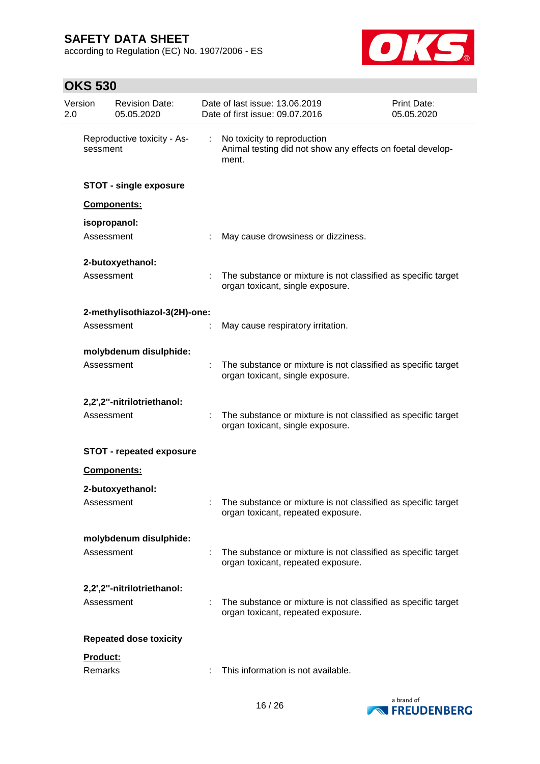Reproductive toxicity - Assessment : No toxicity to reproduction
Animal testing did not show any effects on foetal development.

**STOT - single exposure**

**Components:**

**isopropanol:**

Assessment : May cause drowsiness or dizziness.

**2-butoxyethanol:**

Assessment : The substance or mixture is not classified as specific target organ toxicant, single exposure.

**2-methylisothiazol-3(2H)-one:**

Assessment : May cause respiratory irritation.

**molybdenum disulphide:**

Assessment : The substance or mixture is not classified as specific target organ toxicant, single exposure.

**2,2',2''-nitrilotriethanol:**

Assessment : The substance or mixture is not classified as specific target organ toxicant, single exposure.

**STOT - repeated exposure**

**Components:**

**2-butoxyethanol:**

Assessment : The substance or mixture is not classified as specific target organ toxicant, repeated exposure.

**molybdenum disulphide:**

Assessment : The substance or mixture is not classified as specific target organ toxicant, repeated exposure.

**2,2',2''-nitrilotriethanol:**

Assessment : The substance or mixture is not classified as specific target organ toxicant, repeated exposure.

**Repeated dose toxicity**

**Product:**

Remarks : This information is not available.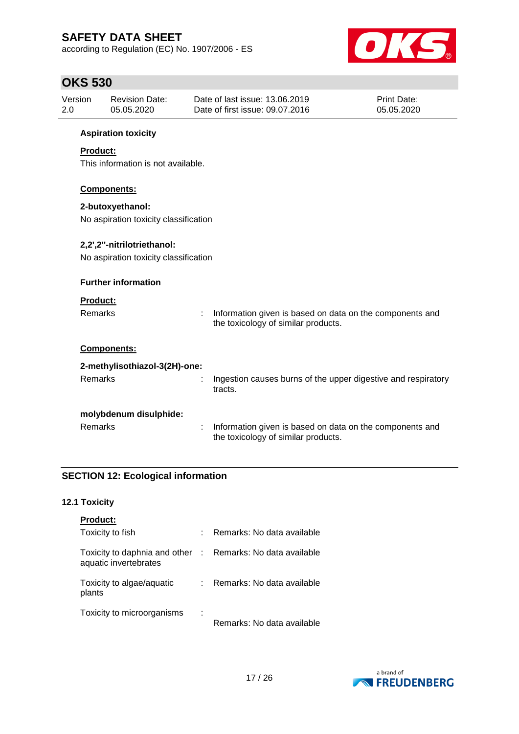**Aspiration toxicity**

**Product:**

This information is not available.

**Components:**

**2-butoxyethanol:**

No aspiration toxicity classification

**2,2',2''-nitrilotriethanol:**

No aspiration toxicity classification

**Further information**

**Product:**

Remarks : Information given is based on data on the components and the toxicology of similar products.

**Components:**

**2-methylisothiazol-3(2H)-one:**

Remarks : Ingestion causes burns of the upper digestive and respiratory tracts.

**molybdenum disulphide:**

Remarks : Information given is based on data on the components and the toxicology of similar products.

## SECTION 12: Ecological information

### 12.1 Toxicity

**Product:**

Toxicity to fish : Remarks: No data available

Toxicity to daphnia and other aquatic invertebrates : Remarks: No data available

Toxicity to algae/aquatic plants : Remarks: No data available

Toxicity to microorganisms : Remarks: No data available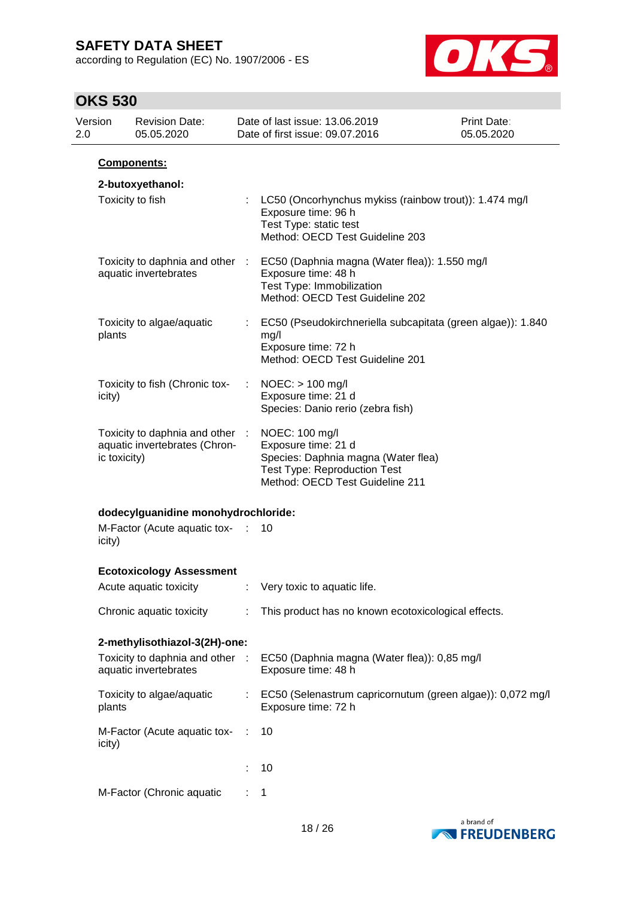**Components:**

**2-butoxyethanol:**

| | | |
|---|---|---|
| Toxicity to fish | : | LC50 (Oncorhynchus mykiss (rainbow trout)): 1.474 mg/l<br>Exposure time: 96 h<br>Test Type: static test<br>Method: OECD Test Guideline 203 |
| Toxicity to daphnia and other aquatic invertebrates | : | EC50 (Daphnia magna (Water flea)): 1.550 mg/l<br>Exposure time: 48 h<br>Test Type: Immobilization<br>Method: OECD Test Guideline 202 |
| Toxicity to algae/aquatic plants | : | EC50 (Pseudokirchneriella subcapitata (green algae)): 1.840 mg/l<br>Exposure time: 72 h<br>Method: OECD Test Guideline 201 |
| Toxicity to fish (Chronic toxicity) | : | NOEC: > 100 mg/l<br>Exposure time: 21 d<br>Species: Danio rerio (zebra fish) |
| Toxicity to daphnia and other aquatic invertebrates (Chronic toxicity) | : | NOEC: 100 mg/l<br>Exposure time: 21 d<br>Species: Daphnia magna (Water flea)<br>Test Type: Reproduction Test<br>Method: OECD Test Guideline 211 |

**dodecylguanidine monohydrochloride:**

| | | |
|---|---|---|
| M-Factor (Acute aquatic toxicity) | : | 10 |

**Ecotoxicology Assessment**

| | | |
|---|---|---|
| Acute aquatic toxicity | : | Very toxic to aquatic life. |
| Chronic aquatic toxicity | : | This product has no known ecotoxicological effects. |

**2-methylisothiazol-3(2H)-one:**

| | | |
|---|---|---|
| Toxicity to daphnia and other aquatic invertebrates | : | EC50 (Daphnia magna (Water flea)): 0,85 mg/l<br>Exposure time: 48 h |
| Toxicity to algae/aquatic plants | : | EC50 (Selenastrum capricornutum (green algae)): 0,072 mg/l<br>Exposure time: 72 h |
| M-Factor (Acute aquatic toxicity) | : | 10 |
| | : | 10 |
| M-Factor (Chronic aquatic | : | 1 |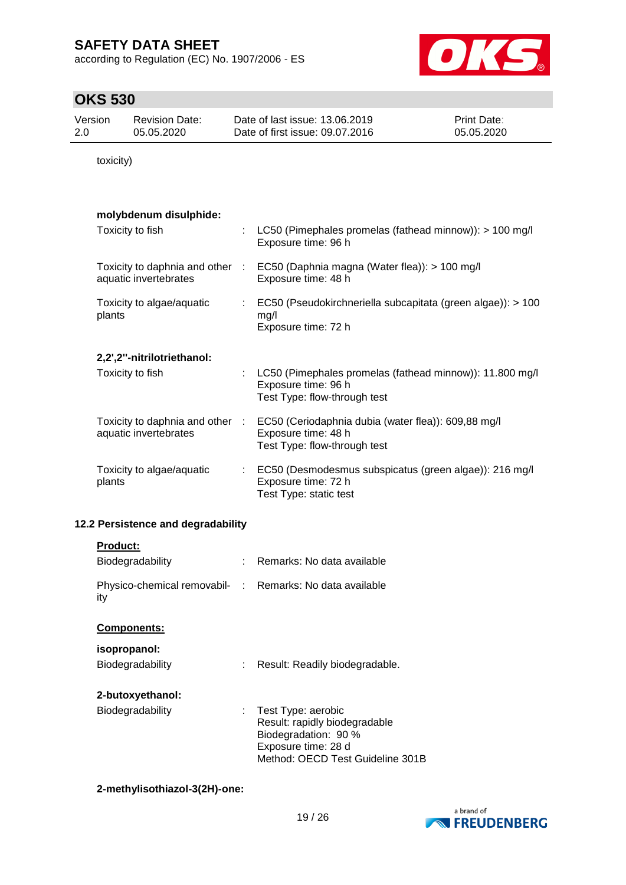toxicity)

**molybdenum disulphide:**

Toxicity to fish : LC50 (Pimephales promelas (fathead minnow)): > 100 mg/l
Exposure time: 96 h

Toxicity to daphnia and other aquatic invertebrates : EC50 (Daphnia magna (Water flea)): > 100 mg/l
Exposure time: 48 h

Toxicity to algae/aquatic plants : EC50 (Pseudokirchneriella subcapitata (green algae)): > 100 mg/l
Exposure time: 72 h

**2,2',2''-nitrilotriethanol:**

Toxicity to fish : LC50 (Pimephales promelas (fathead minnow)): 11.800 mg/l
Exposure time: 96 h
Test Type: flow-through test

Toxicity to daphnia and other aquatic invertebrates : EC50 (Ceriodaphnia dubia (water flea)): 609,88 mg/l
Exposure time: 48 h
Test Type: flow-through test

Toxicity to algae/aquatic plants : EC50 (Desmodesmus subspicatus (green algae)): 216 mg/l
Exposure time: 72 h
Test Type: static test

### 12.2 Persistence and degradability

**Product:**

Biodegradability : Remarks: No data available

Physico-chemical removability : Remarks: No data available

**Components:**

**isopropanol:**

Biodegradability : Result: Readily biodegradable.

**2-butoxyethanol:**

Biodegradability : Test Type: aerobic
Result: rapidly biodegradable
Biodegradation: 90 %
Exposure time: 28 d
Method: OECD Test Guideline 301B

**2-methylisothiazol-3(2H)-one:**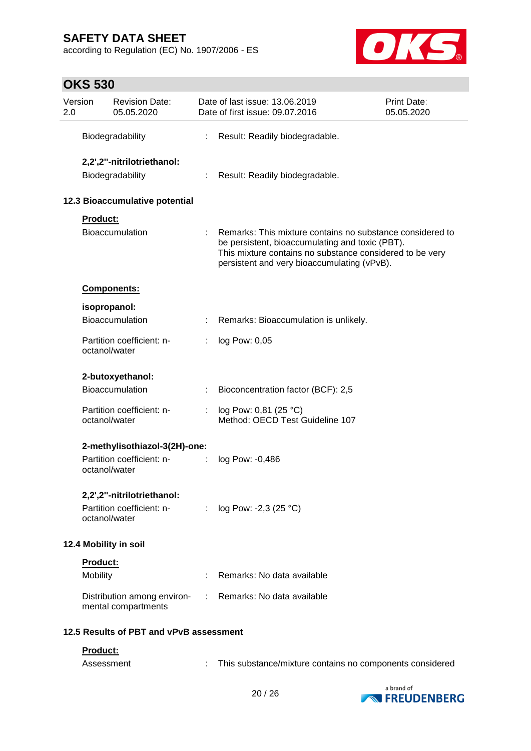Biodegradability : Result: Readily biodegradable.

**2,2',2''-nitrilotriethanol:**

Biodegradability : Result: Readily biodegradable.

**12.3 Bioaccumulative potential**

**Product:**

Bioaccumulation : Remarks: This mixture contains no substance considered to be persistent, bioaccumulating and toxic (PBT). This mixture contains no substance considered to be very persistent and very bioaccumulating (vPvB).

**Components:**

**isopropanol:**

Bioaccumulation : Remarks: Bioaccumulation is unlikely.

Partition coefficient: n-octanol/water : log Pow: 0,05

**2-butoxyethanol:**

Bioaccumulation : Bioconcentration factor (BCF): 2,5

Partition coefficient: n-octanol/water : log Pow: 0,81 (25 °C)
Method: OECD Test Guideline 107

**2-methylisothiazol-3(2H)-one:**

Partition coefficient: n-octanol/water : log Pow: -0,486

**2,2',2''-nitrilotriethanol:**

Partition coefficient: n-octanol/water : log Pow: -2,3 (25 °C)

**12.4 Mobility in soil**

**Product:**

Mobility : Remarks: No data available

Distribution among environmental compartments : Remarks: No data available

**12.5 Results of PBT and vPvB assessment**

**Product:**

Assessment : This substance/mixture contains no components considered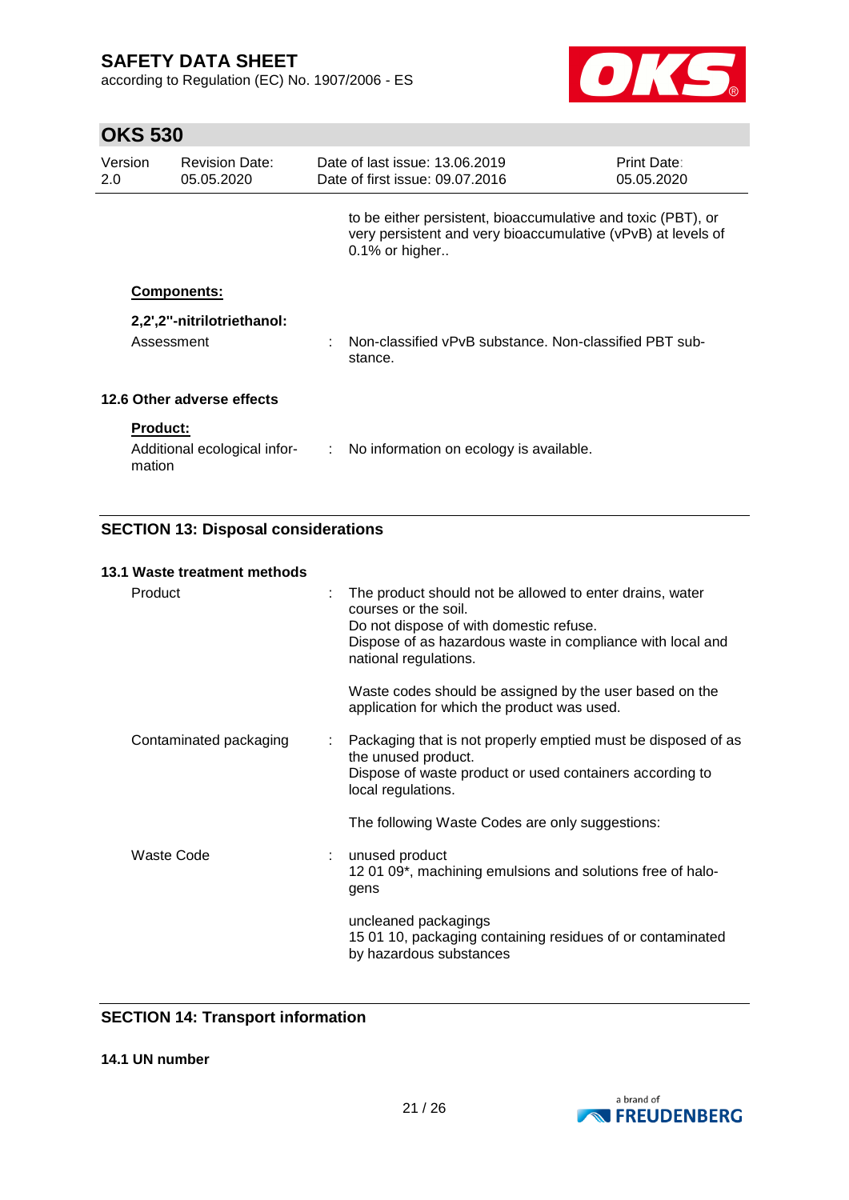to be either persistent, bioaccumulative and toxic (PBT), or very persistent and very bioaccumulative (vPvB) at levels of 0.1% or higher..

**Components:**

**2,2',2''-nitrilotriethanol:**

Assessment : Non-classified vPvB substance. Non-classified PBT substance.

### 12.6 Other adverse effects

**Product:**

Additional ecological information : No information on ecology is available.

## SECTION 13: Disposal considerations

### 13.1 Waste treatment methods

Product : The product should not be allowed to enter drains, water courses or the soil.
Do not dispose of with domestic refuse.
Dispose of as hazardous waste in compliance with local and national regulations.

Waste codes should be assigned by the user based on the application for which the product was used.

Contaminated packaging : Packaging that is not properly emptied must be disposed of as the unused product.
Dispose of waste product or used containers according to local regulations.

The following Waste Codes are only suggestions:

Waste Code : unused product
12 01 09*, machining emulsions and solutions free of halogens

uncleaned packagings
15 01 10, packaging containing residues of or contaminated by hazardous substances

## SECTION 14: Transport information

### 14.1 UN number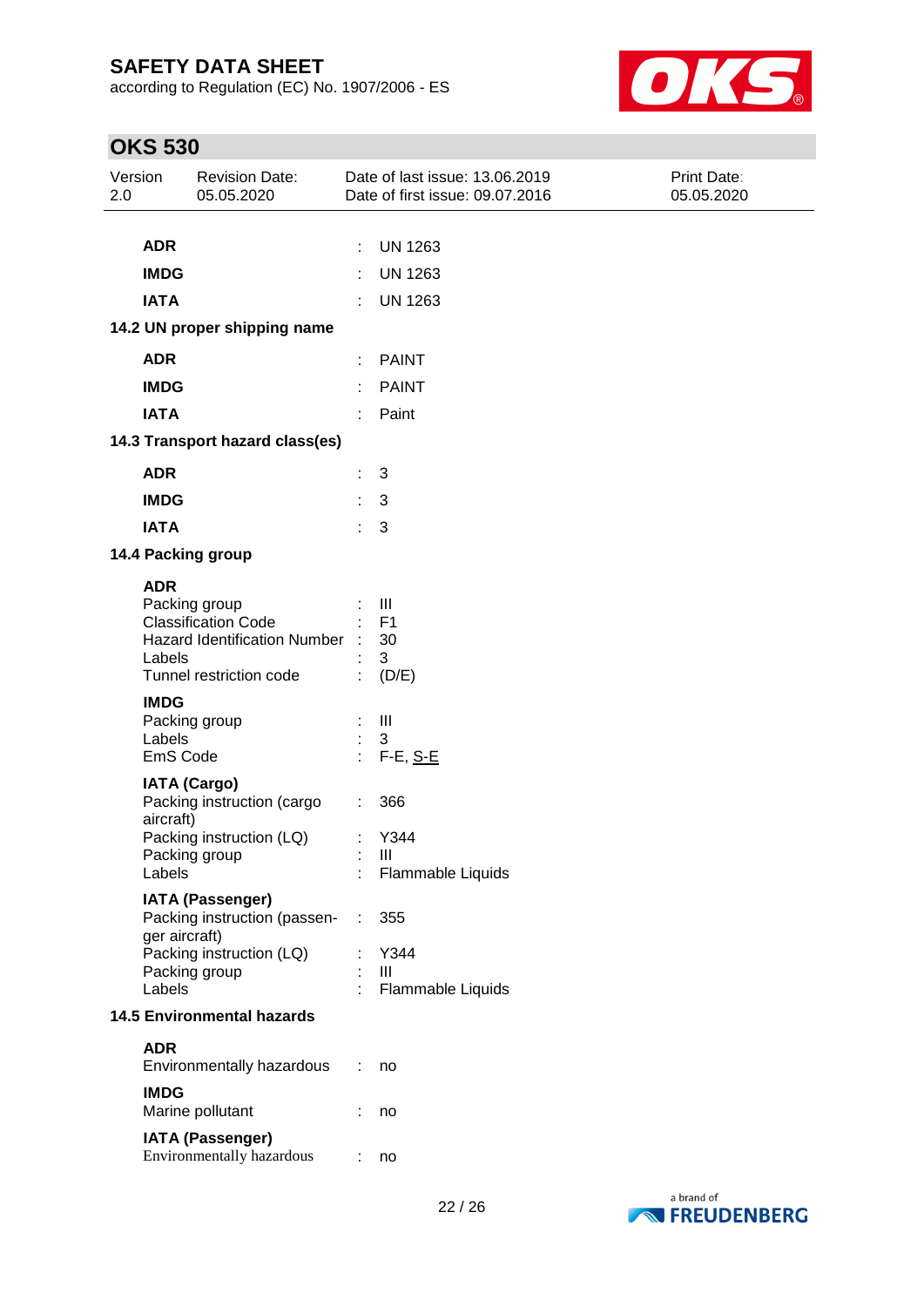**ADR** : UN 1263

**IMDG** : UN 1263

**IATA** : UN 1263

**14.2 UN proper shipping name**

**ADR** : PAINT

**IMDG** : PAINT

**IATA** : Paint

**14.3 Transport hazard class(es)**

**ADR** : 3

**IMDG** : 3

**IATA** : 3

**14.4 Packing group**

**ADR**

| | | |
|---|---|---|
| Packing group | : | III |
| Classification Code | : | F1 |
| Hazard Identification Number | : | 30 |
| Labels | : | 3 |
| Tunnel restriction code | : | (D/E) |

**IMDG**

| | | |
|---|---|---|
| Packing group | : | III |
| Labels | : | 3 |
| EmS Code | : | F-E, S-E |

**IATA (Cargo)**

| | | |
|---|---|---|
| Packing instruction (cargo aircraft) | : | 366 |
| Packing instruction (LQ) | : | Y344 |
| Packing group | : | III |
| Labels | : | Flammable Liquids |

**IATA (Passenger)**

| | | |
|---|---|---|
| Packing instruction (passenger aircraft) | : | 355 |
| Packing instruction (LQ) | : | Y344 |
| Packing group | : | III |
| Labels | : | Flammable Liquids |

**14.5 Environmental hazards**

**ADR**

Environmentally hazardous : no

**IMDG**

Marine pollutant : no

**IATA (Passenger)**

Environmentally hazardous : no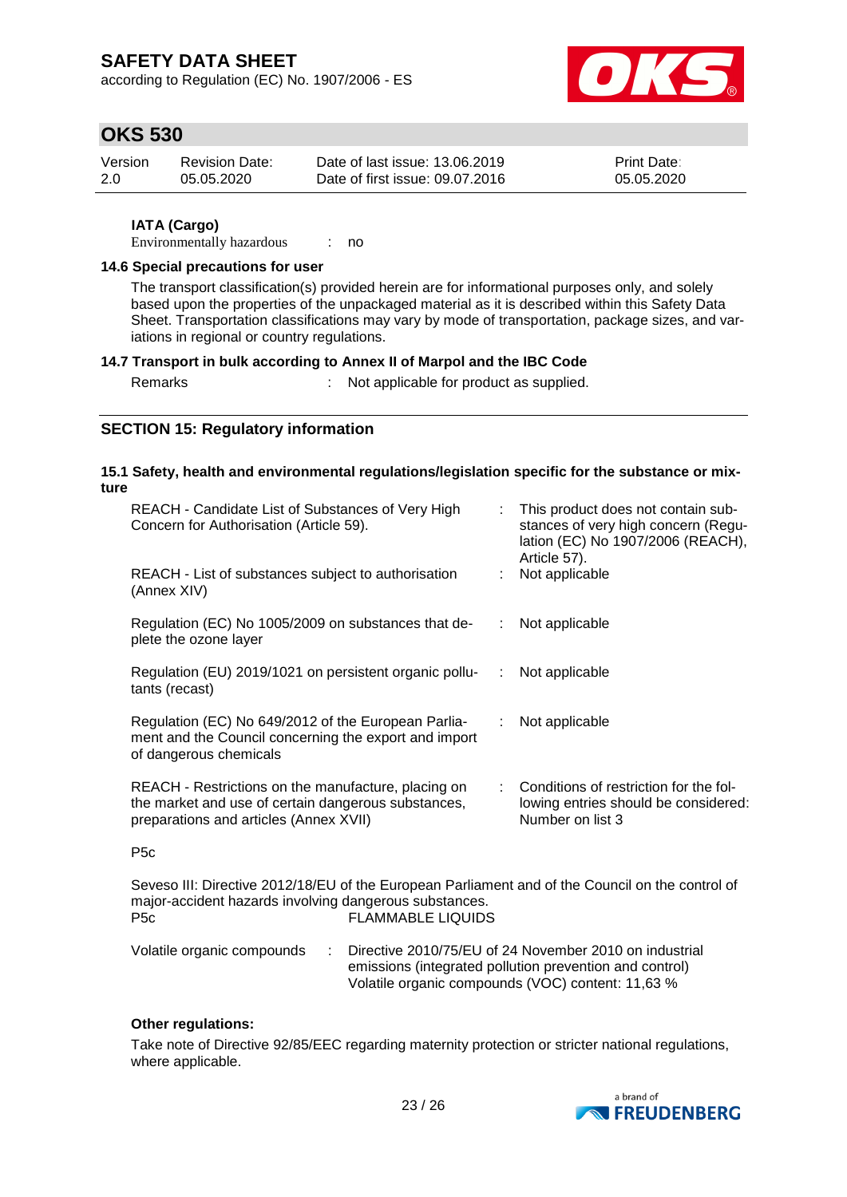**IATA (Cargo)**

Environmentally hazardous : no

### 14.6 Special precautions for user

The transport classification(s) provided herein are for informational purposes only, and solely based upon the properties of the unpackaged material as it is described within this Safety Data Sheet. Transportation classifications may vary by mode of transportation, package sizes, and variations in regional or country regulations.

### 14.7 Transport in bulk according to Annex II of Marpol and the IBC Code

Remarks : Not applicable for product as supplied.

## SECTION 15: Regulatory information

### 15.1 Safety, health and environmental regulations/legislation specific for the substance or mixture

| | | |
|---|---|---|
| REACH - Candidate List of Substances of Very High Concern for Authorisation (Article 59). | : | This product does not contain substances of very high concern (Regulation (EC) No 1907/2006 (REACH), Article 57). |
| REACH - List of substances subject to authorisation (Annex XIV) | : | Not applicable |
| Regulation (EC) No 1005/2009 on substances that deplete the ozone layer | : | Not applicable |
| Regulation (EU) 2019/1021 on persistent organic pollutants (recast) | : | Not applicable |
| Regulation (EC) No 649/2012 of the European Parliament and the Council concerning the export and import of dangerous chemicals | : | Not applicable |
| REACH - Restrictions on the manufacture, placing on the market and use of certain dangerous substances, preparations and articles (Annex XVII) | : | Conditions of restriction for the following entries should be considered: Number on list 3 |

P5c

Seveso III: Directive 2012/18/EU of the European Parliament and of the Council on the control of major-accident hazards involving dangerous substances.
P5c FLAMMABLE LIQUIDS

Volatile organic compounds : Directive 2010/75/EU of 24 November 2010 on industrial emissions (integrated pollution prevention and control)
Volatile organic compounds (VOC) content: 11,63 %

**Other regulations:**

Take note of Directive 92/85/EEC regarding maternity protection or stricter national regulations, where applicable.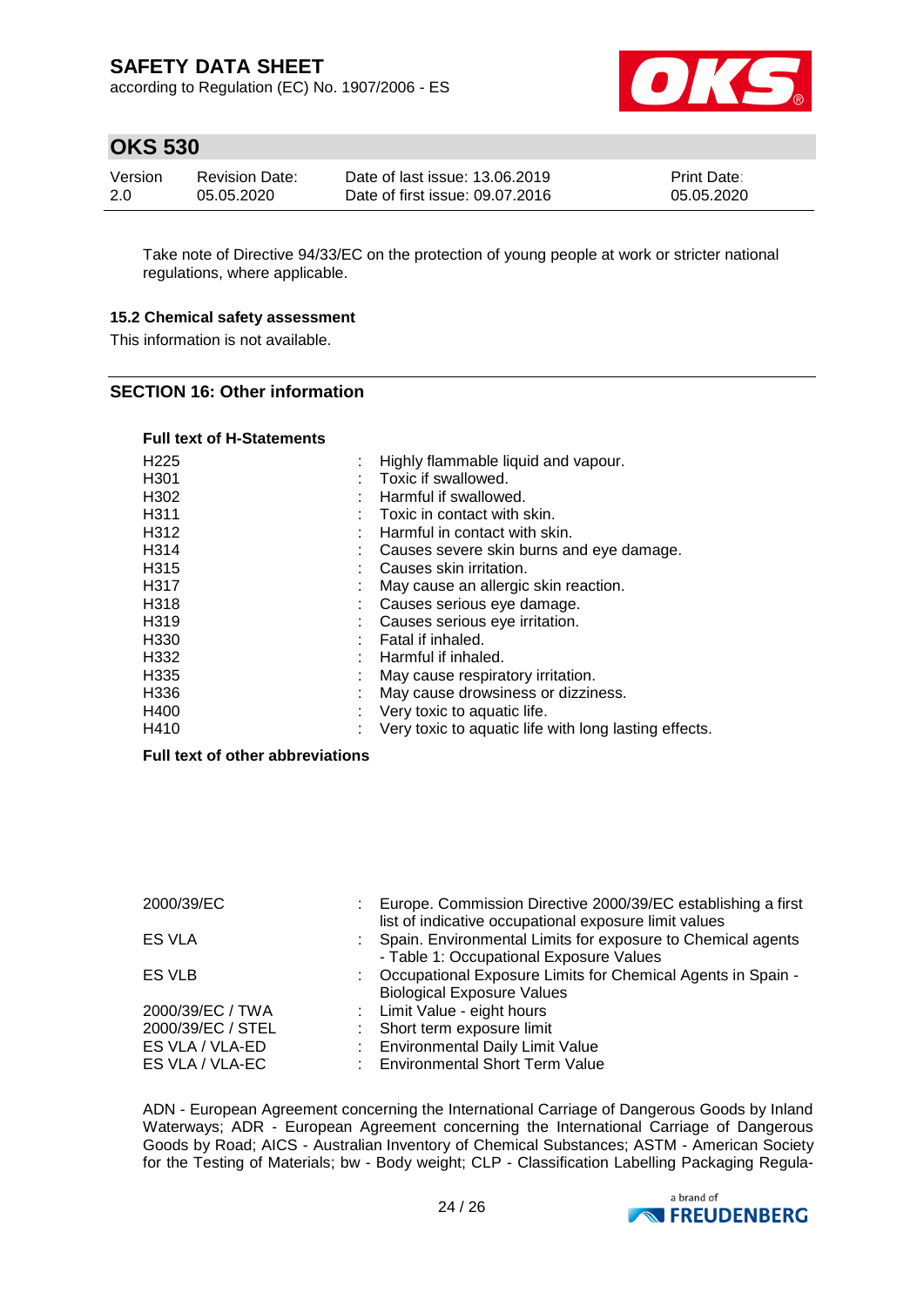Take note of Directive 94/33/EC on the protection of young people at work or stricter national regulations, where applicable.

### 15.2 Chemical safety assessment

This information is not available.

## SECTION 16: Other information

**Full text of H-Statements**

| | | |
|---|---|---|
| H225 | : | Highly flammable liquid and vapour. |
| H301 | : | Toxic if swallowed. |
| H302 | : | Harmful if swallowed. |
| H311 | : | Toxic in contact with skin. |
| H312 | : | Harmful in contact with skin. |
| H314 | : | Causes severe skin burns and eye damage. |
| H315 | : | Causes skin irritation. |
| H317 | : | May cause an allergic skin reaction. |
| H318 | : | Causes serious eye damage. |
| H319 | : | Causes serious eye irritation. |
| H330 | : | Fatal if inhaled. |
| H332 | : | Harmful if inhaled. |
| H335 | : | May cause respiratory irritation. |
| H336 | : | May cause drowsiness or dizziness. |
| H400 | : | Very toxic to aquatic life. |
| H410 | : | Very toxic to aquatic life with long lasting effects. |

**Full text of other abbreviations**

| | | |
|---|---|---|
| 2000/39/EC | : | Europe. Commission Directive 2000/39/EC establishing a first list of indicative occupational exposure limit values |
| ES VLA | : | Spain. Environmental Limits for exposure to Chemical agents - Table 1: Occupational Exposure Values |
| ES VLB | : | Occupational Exposure Limits for Chemical Agents in Spain - Biological Exposure Values |
| 2000/39/EC / TWA | : | Limit Value - eight hours |
| 2000/39/EC / STEL | : | Short term exposure limit |
| ES VLA / VLA-ED | : | Environmental Daily Limit Value |
| ES VLA / VLA-EC | : | Environmental Short Term Value |

ADN - European Agreement concerning the International Carriage of Dangerous Goods by Inland Waterways; ADR - European Agreement concerning the International Carriage of Dangerous Goods by Road; AICS - Australian Inventory of Chemical Substances; ASTM - American Society for the Testing of Materials; bw - Body weight; CLP - Classification Labelling Packaging Regula-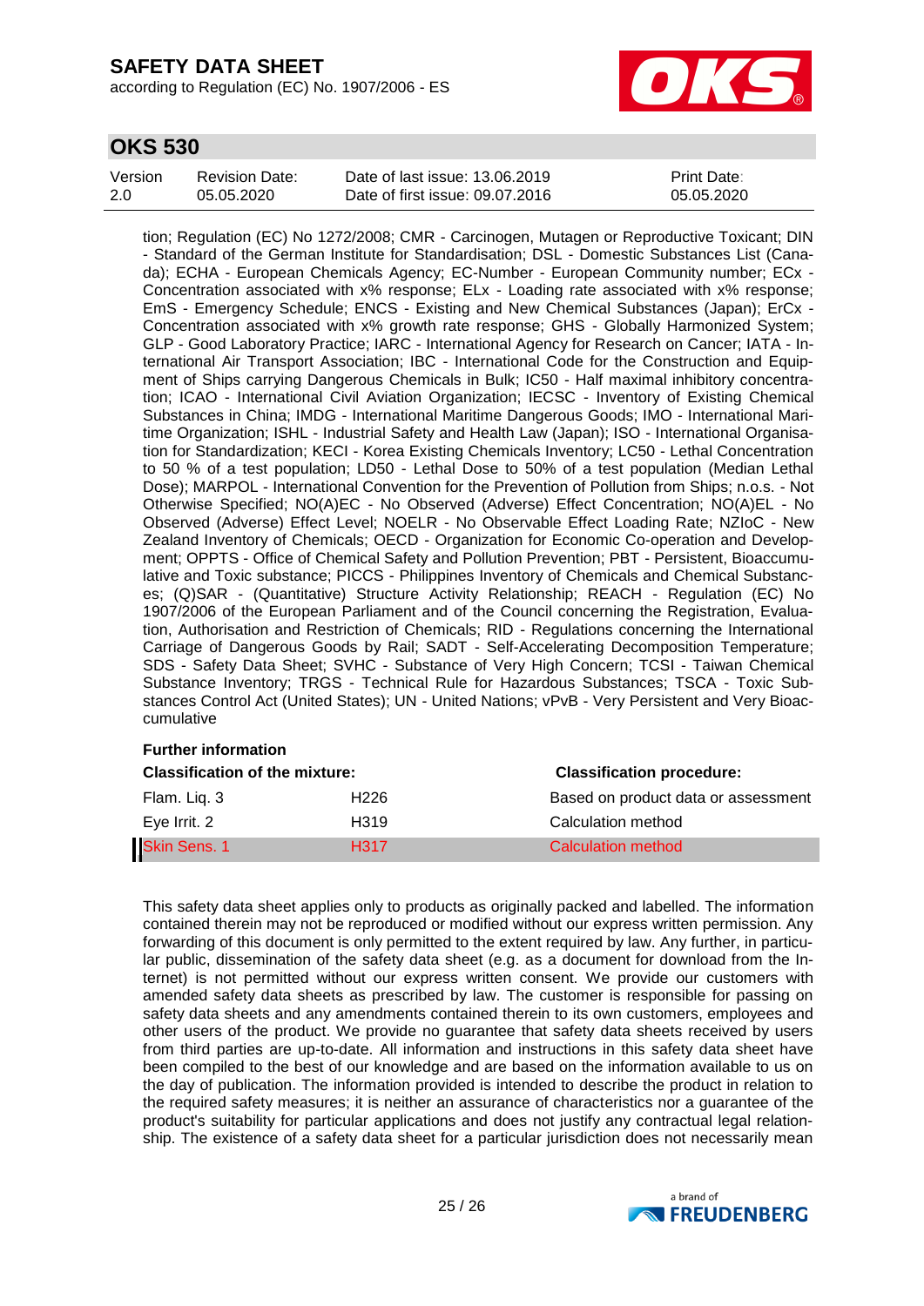tion; Regulation (EC) No 1272/2008; CMR - Carcinogen, Mutagen or Reproductive Toxicant; DIN - Standard of the German Institute for Standardisation; DSL - Domestic Substances List (Canada); ECHA - European Chemicals Agency; EC-Number - European Community number; ECx - Concentration associated with x% response; ELx - Loading rate associated with x% response; EmS - Emergency Schedule; ENCS - Existing and New Chemical Substances (Japan); ErCx - Concentration associated with x% growth rate response; GHS - Globally Harmonized System; GLP - Good Laboratory Practice; IARC - International Agency for Research on Cancer; IATA - International Air Transport Association; IBC - International Code for the Construction and Equipment of Ships carrying Dangerous Chemicals in Bulk; IC50 - Half maximal inhibitory concentration; ICAO - International Civil Aviation Organization; IECSC - Inventory of Existing Chemical Substances in China; IMDG - International Maritime Dangerous Goods; IMO - International Maritime Organization; ISHL - Industrial Safety and Health Law (Japan); ISO - International Organisation for Standardization; KECI - Korea Existing Chemicals Inventory; LC50 - Lethal Concentration to 50 % of a test population; LD50 - Lethal Dose to 50% of a test population (Median Lethal Dose); MARPOL - International Convention for the Prevention of Pollution from Ships; n.o.s. - Not Otherwise Specified; NO(A)EC - No Observed (Adverse) Effect Concentration; NO(A)EL - No Observed (Adverse) Effect Level; NOELR - No Observable Effect Loading Rate; NZIoC - New Zealand Inventory of Chemicals; OECD - Organization for Economic Co-operation and Development; OPPTS - Office of Chemical Safety and Pollution Prevention; PBT - Persistent, Bioaccumulative and Toxic substance; PICCS - Philippines Inventory of Chemicals and Chemical Substances; (Q)SAR - (Quantitative) Structure Activity Relationship; REACH - Regulation (EC) No 1907/2006 of the European Parliament and of the Council concerning the Registration, Evaluation, Authorisation and Restriction of Chemicals; RID - Regulations concerning the International Carriage of Dangerous Goods by Rail; SADT - Self-Accelerating Decomposition Temperature; SDS - Safety Data Sheet; SVHC - Substance of Very High Concern; TCSI - Taiwan Chemical Substance Inventory; TRGS - Technical Rule for Hazardous Substances; TSCA - Toxic Substances Control Act (United States); UN - United Nations; vPvB - Very Persistent and Very Bioaccumulative

**Further information**

| **Classification of the mixture:** | | **Classification procedure:** |
|---|---|---|
| Flam. Liq. 3 | H226 | Based on product data or assessment |
| Eye Irrit. 2 | H319 | Calculation method |
| Skin Sens. 1 | H317 | Calculation method |

This safety data sheet applies only to products as originally packed and labelled. The information contained therein may not be reproduced or modified without our express written permission. Any forwarding of this document is only permitted to the extent required by law. Any further, in particular public, dissemination of the safety data sheet (e.g. as a document for download from the Internet) is not permitted without our express written consent. We provide our customers with amended safety data sheets as prescribed by law. The customer is responsible for passing on safety data sheets and any amendments contained therein to its own customers, employees and other users of the product. We provide no guarantee that safety data sheets received by users from third parties are up-to-date. All information and instructions in this safety data sheet have been compiled to the best of our knowledge and are based on the information available to us on the day of publication. The information provided is intended to describe the product in relation to the required safety measures; it is neither an assurance of characteristics nor a guarantee of the product's suitability for particular applications and does not justify any contractual legal relationship. The existence of a safety data sheet for a particular jurisdiction does not necessarily mean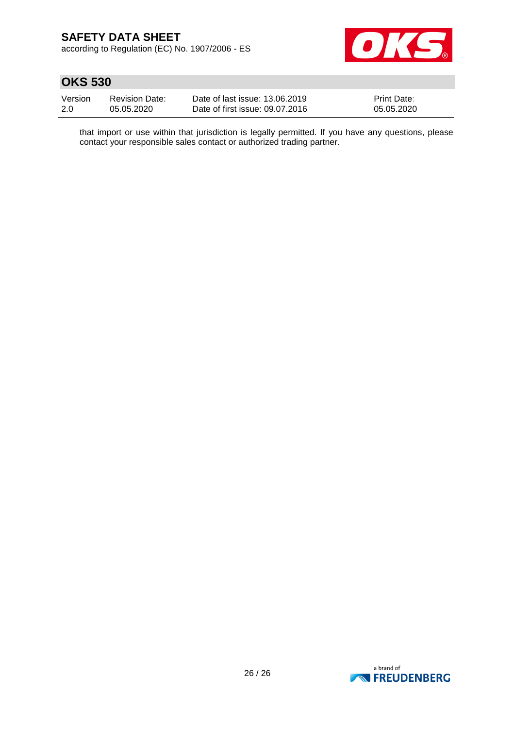that import or use within that jurisdiction is legally permitted. If you have any questions, please contact your responsible sales contact or authorized trading partner.